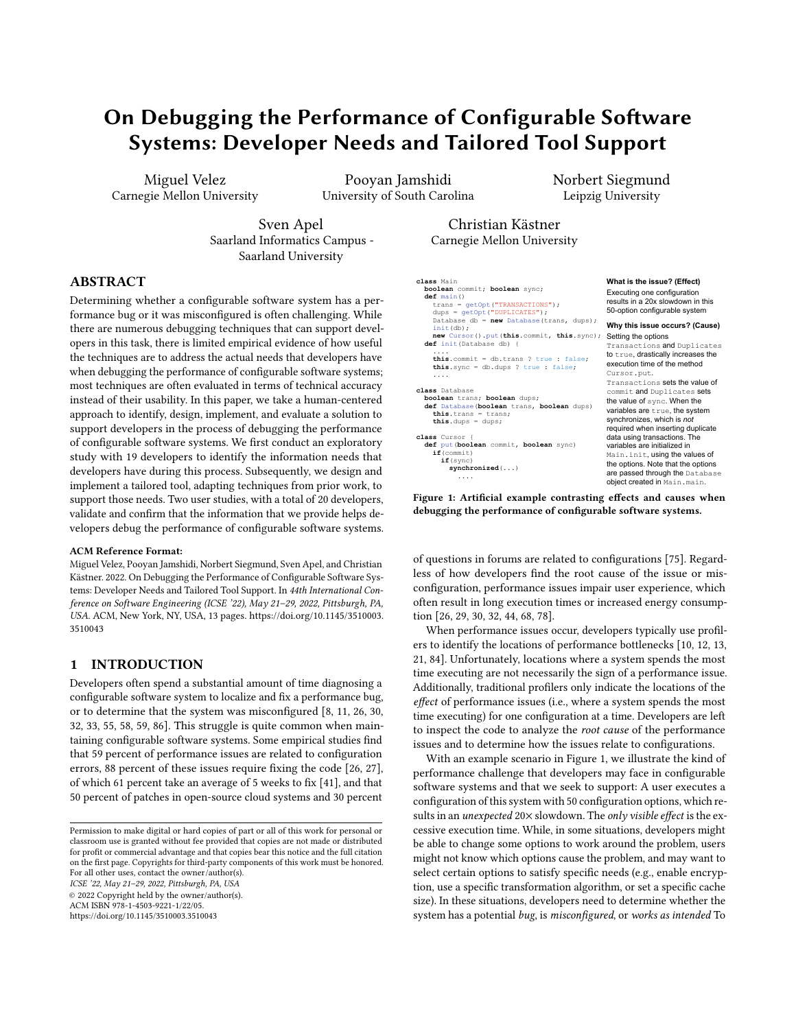# On Debugging the Performance of Configurable Software Systems: Developer Needs and Tailored Tool Support

Miguel Velez
Carnegie Mellon University

Pooyan Jamshidi
University of South Carolina

Norbert Siegmund
Leipzig University

Sven Apel
Saarland Informatics Campus - Saarland University

Christian Kästner
Carnegie Mellon University

## ABSTRACT

Determining whether a configurable software system has a performance bug or it was misconfigured is often challenging. While there are numerous debugging techniques that can support developers in this task, there is limited empirical evidence of how useful the techniques are to address the actual needs that developers have when debugging the performance of configurable software systems; most techniques are often evaluated in terms of technical accuracy instead of their usability. In this paper, we take a human-centered approach to identify, design, implement, and evaluate a solution to support developers in the process of debugging the performance of configurable software systems. We first conduct an exploratory study with 19 developers to identify the information needs that developers have during this process. Subsequently, we design and implement a tailored tool, adapting techniques from prior work, to support those needs. Two user studies, with a total of 20 developers, validate and confirm that the information that we provide helps developers debug the performance of configurable software systems.

**ACM Reference Format:**
Miguel Velez, Pooyan Jamshidi, Norbert Siegmund, Sven Apel, and Christian Kästner. 2022. On Debugging the Performance of Configurable Software Systems: Developer Needs and Tailored Tool Support. In *44th International Conference on Software Engineering (ICSE '22), May 21–29, 2022, Pittsburgh, PA, USA.* ACM, New York, NY, USA, 13 pages. https://doi.org/10.1145/3510003.3510043

## 1 INTRODUCTION

Developers often spend a substantial amount of time diagnosing a configurable software system to localize and fix a performance bug, or to determine that the system was misconfigured [8, 11, 26, 30, 32, 33, 55, 58, 59, 86]. This struggle is quite common when maintaining configurable software systems. Some empirical studies find that 59 percent of performance issues are related to configuration errors, 88 percent of these issues require fixing the code [26, 27], of which 61 percent take an average of 5 weeks to fix [41], and that 50 percent of patches in open-source cloud systems and 30 percent of questions in forums are related to configurations [75]. Regardless of how developers find the root cause of the issue or misconfiguration, performance issues impair user experience, which often result in long execution times or increased energy consumption [26, 29, 30, 32, 44, 68, 78].

When performance issues occur, developers typically use profilers to identify the locations of performance bottlenecks [10, 12, 13, 21, 84]. Unfortunately, locations where a system spends the most time executing are not necessarily the sign of a performance issue. Additionally, traditional profilers only indicate the locations of the *effect* of performance issues (i.e., where a system spends the most time executing) for one configuration at a time. Developers are left to inspect the code to analyze the *root cause* of the performance issues and to determine how the issues relate to configurations.

With an example scenario in Figure 1, we illustrate the kind of performance challenge that developers may face in configurable software systems and that we seek to support: A user executes a configuration of this system with 50 configuration options, which results in an *unexpected* 20× slowdown. The *only visible effect* is the excessive execution time. While, in some situations, developers might be able to change some options to work around the problem, users might not know which options cause the problem, and may want to select certain options to satisfy specific needs (e.g., enable encryption, use a specific transformation algorithm, or set a specific cache size). In these situations, developers need to determine whether the system has a potential *bug*, is *misconfigured*, or *works as intended* To

```
class Main
  boolean commit; boolean sync;
  def main()
    trans = getOpt("TRANSACTIONS");
    dups = getOpt("DUPLICATES");
    Database db = new Database(trans, dups);
    init(db);
    new Cursor().put(this.commit, this.sync);
  def init(Database db) {
    ....
    this.commit = db.trans ? true : false;
    this.sync = db.dups ? true : false;
    ....

class Database
  boolean trans; boolean dups;
  def Database(boolean trans, boolean dups)
    this.trans = trans;
    this.dups = dups;

class Cursor {
  def put(boolean commit, boolean sync)
    if(commit)
      if(sync)
        synchronized(...)
          ....
```

**What is the issue? (Effect)**
Executing one configuration results in a 20x slowdown in this 50-option configurable system

**Why this issue occurs? (Cause)**
Setting the options `Transactions` and `Duplicates` to `true`, drastically increases the execution time of the method `Cursor.put`. `Transactions` sets the value of `commit` and `Duplicates` sets the value of `sync`. When the variables are `true`, the system synchronizes, which is *not* required when inserting duplicate data using transactions. The variables are initialized in `Main.init`, using the values of the options. Note that the options are passed through the `Database` object created in `Main.main`.

**Figure 1: Artificial example contrasting effects and causes when debugging the performance of configurable software systems.**

Permission to make digital or hard copies of part or all of this work for personal or classroom use is granted without fee provided that copies are not made or distributed for profit or commercial advantage and that copies bear this notice and the full citation on the first page. Copyrights for third-party components of this work must be honored. For all other uses, contact the owner/author(s).
*ICSE '22, May 21–29, 2022, Pittsburgh, PA, USA*
© 2022 Copyright held by the owner/author(s).
ACM ISBN 978-1-4503-9221-1/22/05.
https://doi.org/10.1145/3510003.3510043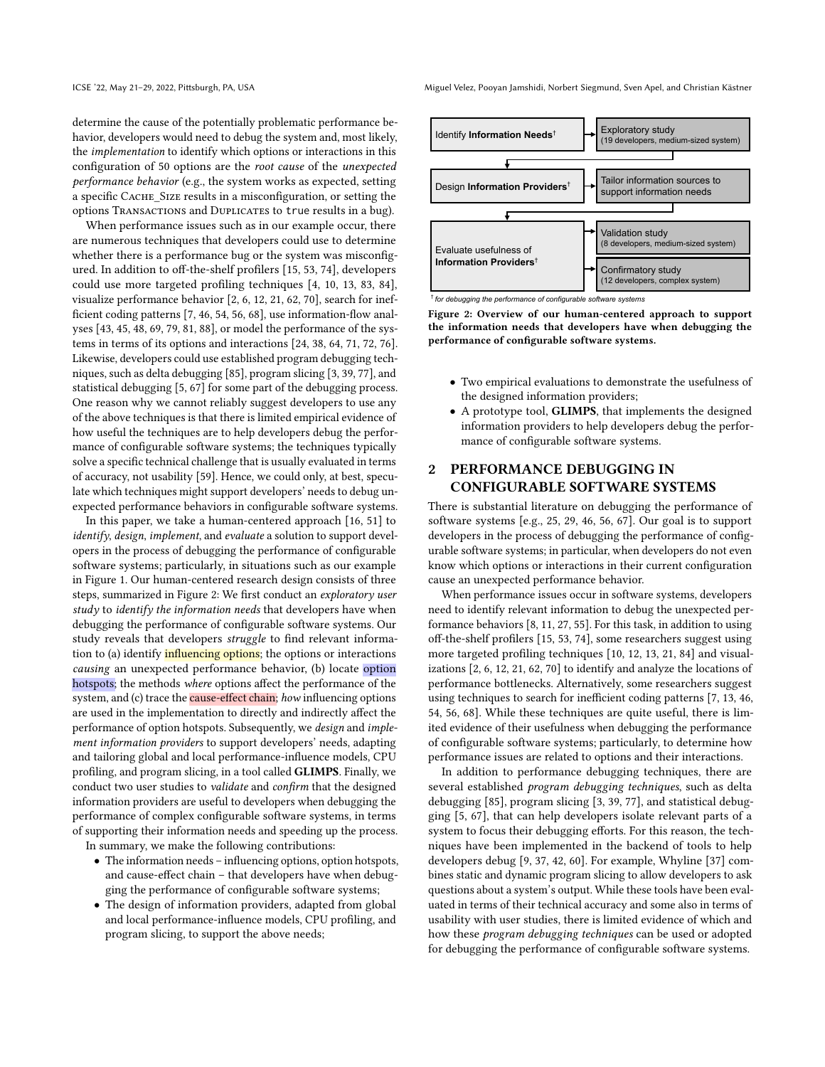determine the cause of the potentially problematic performance behavior, developers would need to debug the system and, most likely, the *implementation* to identify which options or interactions in this configuration of 50 options are the *root cause* of the *unexpected performance behavior* (e.g., the system works as expected, setting a specific CACHE_SIZE results in a misconfiguration, or setting the options TRANSACTIONS and DUPLICATES to true results in a bug).

When performance issues such as in our example occur, there are numerous techniques that developers could use to determine whether there is a performance bug or the system was misconfigured. In addition to off-the-shelf profilers [15, 53, 74], developers could use more targeted profiling techniques [4, 10, 13, 83, 84], visualize performance behavior [2, 6, 12, 21, 62, 70], search for inefficient coding patterns [7, 46, 54, 56, 68], use information-flow analyses [43, 45, 48, 69, 79, 81, 88], or model the performance of the systems in terms of its options and interactions [24, 38, 64, 71, 72, 76]. Likewise, developers could use established program debugging techniques, such as delta debugging [85], program slicing [3, 39, 77], and statistical debugging [5, 67] for some part of the debugging process. One reason why we cannot reliably suggest developers to use any of the above techniques is that there is limited empirical evidence of how useful the techniques are to help developers debug the performance of configurable software systems; the techniques typically solve a specific technical challenge that is usually evaluated in terms of accuracy, not usability [59]. Hence, we could only, at best, speculate which techniques might support developers' needs to debug unexpected performance behaviors in configurable software systems.

In this paper, we take a human-centered approach [16, 51] to *identify*, *design*, *implement*, and *evaluate* a solution to support developers in the process of debugging the performance of configurable software systems; particularly, in situations such as our example in Figure 1. Our human-centered research design consists of three steps, summarized in Figure 2: We first conduct an *exploratory user study* to *identify the information needs* that developers have when debugging the performance of configurable software systems. Our study reveals that developers *struggle* to find relevant information to (a) identify influencing options; the options or interactions *causing* an unexpected performance behavior, (b) locate option hotspots; the methods *where* options affect the performance of the system, and (c) trace the cause-effect chain; *how* influencing options are used in the implementation to directly and indirectly affect the performance of option hotspots. Subsequently, we *design* and *implement information providers* to support developers' needs, adapting and tailoring global and local performance-influence models, CPU profiling, and program slicing, in a tool called **GLIMPS**. Finally, we conduct two user studies to *validate* and *confirm* that the designed information providers are useful to developers when debugging the performance of complex configurable software systems, in terms of supporting their information needs and speeding up the process.

In summary, we make the following contributions:

- The information needs – influencing options, option hotspots, and cause-effect chain – that developers have when debugging the performance of configurable software systems;
- The design of information providers, adapted from global and local performance-influence models, CPU profiling, and program slicing, to support the above needs;

| Step | Activity |
|---|---|
| Identify **Information Needs**† | Exploratory study (19 developers, medium-sized system) |
| Design **Information Providers**† | Tailor information sources to support information needs |
| Evaluate usefulness of **Information Providers**† | Validation study (8 developers, medium-sized system) |
| | Confirmatory study (12 developers, complex system) |

† *for debugging the performance of configurable software systems*

**Figure 2: Overview of our human-centered approach to support the information needs that developers have when debugging the performance of configurable software systems.**

- Two empirical evaluations to demonstrate the usefulness of the designed information providers;
- A prototype tool, **GLIMPS**, that implements the designed information providers to help developers debug the performance of configurable software systems.

## 2 PERFORMANCE DEBUGGING IN CONFIGURABLE SOFTWARE SYSTEMS

There is substantial literature on debugging the performance of software systems [e.g., 25, 29, 46, 56, 67]. Our goal is to support developers in the process of debugging the performance of configurable software systems; in particular, when developers do not even know which options or interactions in their current configuration cause an unexpected performance behavior.

When performance issues occur in software systems, developers need to identify relevant information to debug the unexpected performance behaviors [8, 11, 27, 55]. For this task, in addition to using off-the-shelf profilers [15, 53, 74], some researchers suggest using more targeted profiling techniques [10, 12, 13, 21, 84] and visualizations [2, 6, 12, 21, 62, 70] to identify and analyze the locations of performance bottlenecks. Alternatively, some researchers suggest using techniques to search for inefficient coding patterns [7, 13, 46, 54, 56, 68]. While these techniques are quite useful, there is limited evidence of their usefulness when debugging the performance of configurable software systems; particularly, to determine how performance issues are related to options and their interactions.

In addition to performance debugging techniques, there are several established *program debugging techniques*, such as delta debugging [85], program slicing [3, 39, 77], and statistical debugging [5, 67], that can help developers isolate relevant parts of a system to focus their debugging efforts. For this reason, the techniques have been implemented in the backend of tools to help developers debug [9, 37, 42, 60]. For example, Whyline [37] combines static and dynamic program slicing to allow developers to ask questions about a system's output. While these tools have been evaluated in terms of their technical accuracy and some also in terms of usability with user studies, there is limited evidence of which and how these *program debugging techniques* can be used or adopted for debugging the performance of configurable software systems.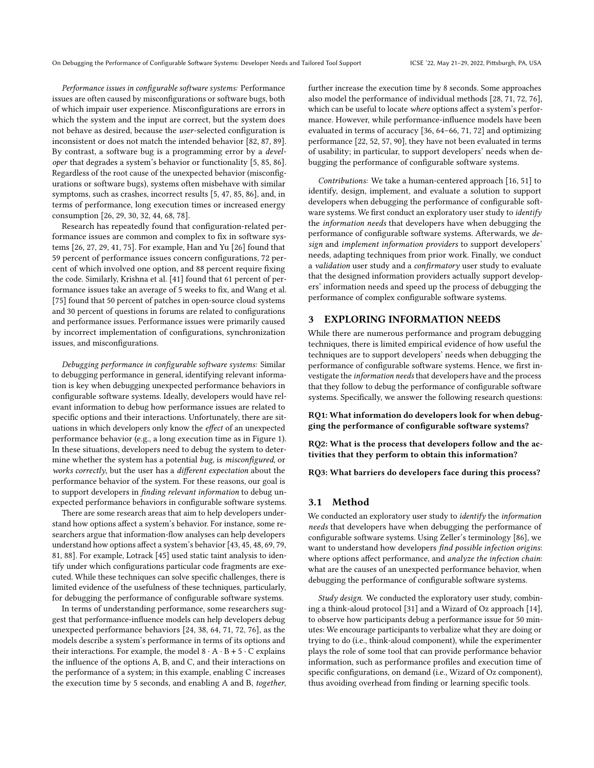*Performance issues in configurable software systems:* Performance issues are often caused by misconfigurations or software bugs, both of which impair user experience. Misconfigurations are errors in which the system and the input are correct, but the system does not behave as desired, because the *user*-selected configuration is inconsistent or does not match the intended behavior [82, 87, 89]. By contrast, a software bug is a programming error by a *developer* that degrades a system's behavior or functionality [5, 85, 86]. Regardless of the root cause of the unexpected behavior (misconfigurations or software bugs), systems often misbehave with similar symptoms, such as crashes, incorrect results [5, 47, 85, 86], and, in terms of performance, long execution times or increased energy consumption [26, 29, 30, 32, 44, 68, 78].

Research has repeatedly found that configuration-related performance issues are common and complex to fix in software systems [26, 27, 29, 41, 75]. For example, Han and Yu [26] found that 59 percent of performance issues concern configurations, 72 percent of which involved one option, and 88 percent require fixing the code. Similarly, Krishna et al. [41] found that 61 percent of performance issues take an average of 5 weeks to fix, and Wang et al. [75] found that 50 percent of patches in open-source cloud systems and 30 percent of questions in forums are related to configurations and performance issues. Performance issues were primarily caused by incorrect implementation of configurations, synchronization issues, and misconfigurations.

*Debugging performance in configurable software systems:* Similar to debugging performance in general, identifying relevant information is key when debugging unexpected performance behaviors in configurable software systems. Ideally, developers would have relevant information to debug how performance issues are related to specific options and their interactions. Unfortunately, there are situations in which developers only know the *effect* of an unexpected performance behavior (e.g., a long execution time as in Figure 1). In these situations, developers need to debug the system to determine whether the system has a potential *bug*, is *misconfigured*, or *works correctly*, but the user has a *different expectation* about the performance behavior of the system. For these reasons, our goal is to support developers in *finding relevant information* to debug unexpected performance behaviors in configurable software systems.

There are some research areas that aim to help developers understand how options affect a system's behavior. For instance, some researchers argue that information-flow analyses can help developers understand how options affect a system's behavior [43, 45, 48, 69, 79, 81, 88]. For example, Lotrack [45] used static taint analysis to identify under which configurations particular code fragments are executed. While these techniques can solve specific challenges, there is limited evidence of the usefulness of these techniques, particularly, for debugging the performance of configurable software systems.

In terms of understanding performance, some researchers suggest that performance-influence models can help developers debug unexpected performance behaviors [24, 38, 64, 71, 72, 76], as the models describe a system's performance in terms of its options and their interactions. For example, the model $8 \cdot A \cdot B + 5 \cdot C$ explains the influence of the options A, B, and C, and their interactions on the performance of a system; in this example, enabling C increases the execution time by 5 seconds, and enabling A and B, *together*, further increase the execution time by 8 seconds. Some approaches also model the performance of individual methods [28, 71, 72, 76], which can be useful to locate *where* options affect a system's performance. However, while performance-influence models have been evaluated in terms of accuracy [36, 64–66, 71, 72] and optimizing performance [22, 52, 57, 90], they have not been evaluated in terms of usability; in particular, to support developers' needs when debugging the performance of configurable software systems.

*Contributions:* We take a human-centered approach [16, 51] to identify, design, implement, and evaluate a solution to support developers when debugging the performance of configurable software systems. We first conduct an exploratory user study to *identify* the *information needs* that developers have when debugging the performance of configurable software systems. Afterwards, we *design* and *implement information providers* to support developers' needs, adapting techniques from prior work. Finally, we conduct a *validation* user study and a *confirmatory* user study to evaluate that the designed information providers actually support developers' information needs and speed up the process of debugging the performance of complex configurable software systems.

## 3 EXPLORING INFORMATION NEEDS

While there are numerous performance and program debugging techniques, there is limited empirical evidence of how useful the techniques are to support developers' needs when debugging the performance of configurable software systems. Hence, we first investigate the *information needs* that developers have and the process that they follow to debug the performance of configurable software systems. Specifically, we answer the following research questions:

**RQ1: What information do developers look for when debugging the performance of configurable software systems?**

**RQ2: What is the process that developers follow and the activities that they perform to obtain this information?**

**RQ3: What barriers do developers face during this process?**

### 3.1 Method

We conducted an exploratory user study to *identify* the *information needs* that developers have when debugging the performance of configurable software systems. Using Zeller's terminology [86], we want to understand how developers *find possible infection origins*: where options affect performance, and *analyze the infection chain*: what are the causes of an unexpected performance behavior, when debugging the performance of configurable software systems.

*Study design.* We conducted the exploratory user study, combining a think-aloud protocol [31] and a Wizard of Oz approach [14], to observe how participants debug a performance issue for 50 minutes: We encourage participants to verbalize what they are doing or trying to do (i.e., think-aloud component), while the experimenter plays the role of some tool that can provide performance behavior information, such as performance profiles and execution time of specific configurations, on demand (i.e., Wizard of Oz component), thus avoiding overhead from finding or learning specific tools.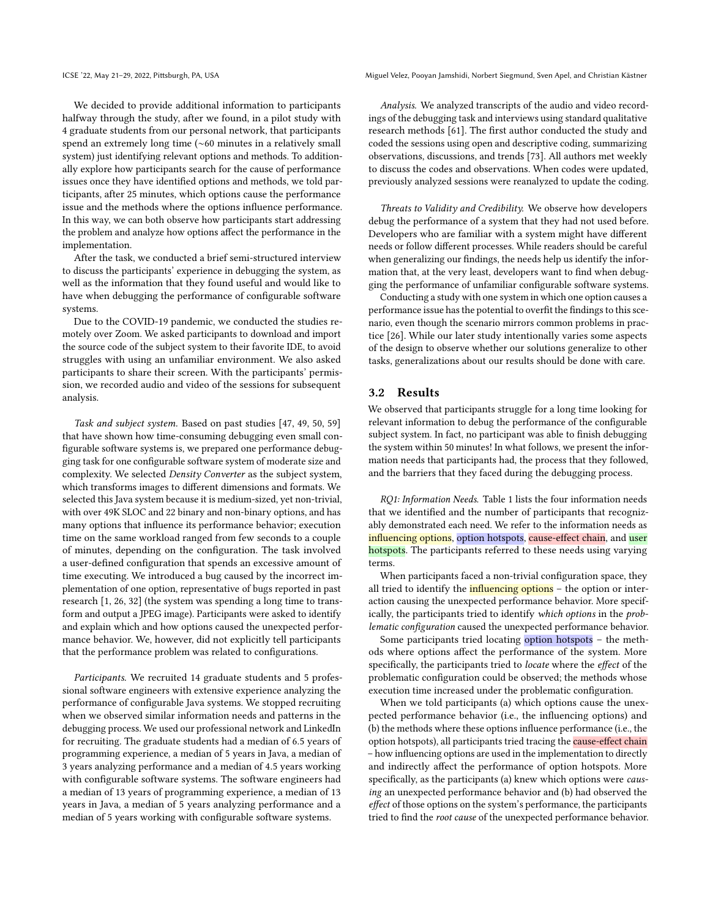We decided to provide additional information to participants halfway through the study, after we found, in a pilot study with 4 graduate students from our personal network, that participants spend an extremely long time (~60 minutes in a relatively small system) just identifying relevant options and methods. To additionally explore how participants search for the cause of performance issues once they have identified options and methods, we told participants, after 25 minutes, which options cause the performance issue and the methods where the options influence performance. In this way, we can both observe how participants start addressing the problem and analyze how options affect the performance in the implementation.

After the task, we conducted a brief semi-structured interview to discuss the participants' experience in debugging the system, as well as the information that they found useful and would like to have when debugging the performance of configurable software systems.

Due to the COVID-19 pandemic, we conducted the studies remotely over Zoom. We asked participants to download and import the source code of the subject system to their favorite IDE, to avoid struggles with using an unfamiliar environment. We also asked participants to share their screen. With the participants' permission, we recorded audio and video of the sessions for subsequent analysis.

*Task and subject system.* Based on past studies [47, 49, 50, 59] that have shown how time-consuming debugging even small configurable software systems is, we prepared one performance debugging task for one configurable software system of moderate size and complexity. We selected *Density Converter* as the subject system, which transforms images to different dimensions and formats. We selected this Java system because it is medium-sized, yet non-trivial, with over 49K SLOC and 22 binary and non-binary options, and has many options that influence its performance behavior; execution time on the same workload ranged from few seconds to a couple of minutes, depending on the configuration. The task involved a user-defined configuration that spends an excessive amount of time executing. We introduced a bug caused by the incorrect implementation of one option, representative of bugs reported in past research [1, 26, 32] (the system was spending a long time to transform and output a JPEG image). Participants were asked to identify and explain which and how options caused the unexpected performance behavior. We, however, did not explicitly tell participants that the performance problem was related to configurations.

*Participants.* We recruited 14 graduate students and 5 professional software engineers with extensive experience analyzing the performance of configurable Java systems. We stopped recruiting when we observed similar information needs and patterns in the debugging process. We used our professional network and LinkedIn for recruiting. The graduate students had a median of 6.5 years of programming experience, a median of 5 years in Java, a median of 3 years analyzing performance and a median of 4.5 years working with configurable software systems. The software engineers had a median of 13 years of programming experience, a median of 13 years in Java, a median of 5 years analyzing performance and a median of 5 years working with configurable software systems.

*Analysis.* We analyzed transcripts of the audio and video recordings of the debugging task and interviews using standard qualitative research methods [61]. The first author conducted the study and coded the sessions using open and descriptive coding, summarizing observations, discussions, and trends [73]. All authors met weekly to discuss the codes and observations. When codes were updated, previously analyzed sessions were reanalyzed to update the coding.

*Threats to Validity and Credibility.* We observe how developers debug the performance of a system that they had not used before. Developers who are familiar with a system might have different needs or follow different processes. While readers should be careful when generalizing our findings, the needs help us identify the information that, at the very least, developers want to find when debugging the performance of unfamiliar configurable software systems.

Conducting a study with one system in which one option causes a performance issue has the potential to overfit the findings to this scenario, even though the scenario mirrors common problems in practice [26]. While our later study intentionally varies some aspects of the design to observe whether our solutions generalize to other tasks, generalizations about our results should be done with care.

## 3.2 Results

We observed that participants struggle for a long time looking for relevant information to debug the performance of the configurable subject system. In fact, no participant was able to finish debugging the system within 50 minutes! In what follows, we present the information needs that participants had, the process that they followed, and the barriers that they faced during the debugging process.

*RQ1: Information Needs.* Table 1 lists the four information needs that we identified and the number of participants that recognizably demonstrated each need. We refer to the information needs as influencing options, option hotspots, cause-effect chain, and user hotspots. The participants referred to these needs using varying terms.

When participants faced a non-trivial configuration space, they all tried to identify the influencing options – the option or interaction causing the unexpected performance behavior. More specifically, the participants tried to identify *which options* in the *problematic configuration* caused the unexpected performance behavior.

Some participants tried locating option hotspots – the methods where options affect the performance of the system. More specifically, the participants tried to *locate* where the *effect* of the problematic configuration could be observed; the methods whose execution time increased under the problematic configuration.

When we told participants (a) which options cause the unexpected performance behavior (i.e., the influencing options) and (b) the methods where these options influence performance (i.e., the option hotspots), all participants tried tracing the cause-effect chain – how influencing options are used in the implementation to directly and indirectly affect the performance of option hotspots. More specifically, as the participants (a) knew which options were *causing* an unexpected performance behavior and (b) had observed the *effect* of those options on the system's performance, the participants tried to find the *root cause* of the unexpected performance behavior.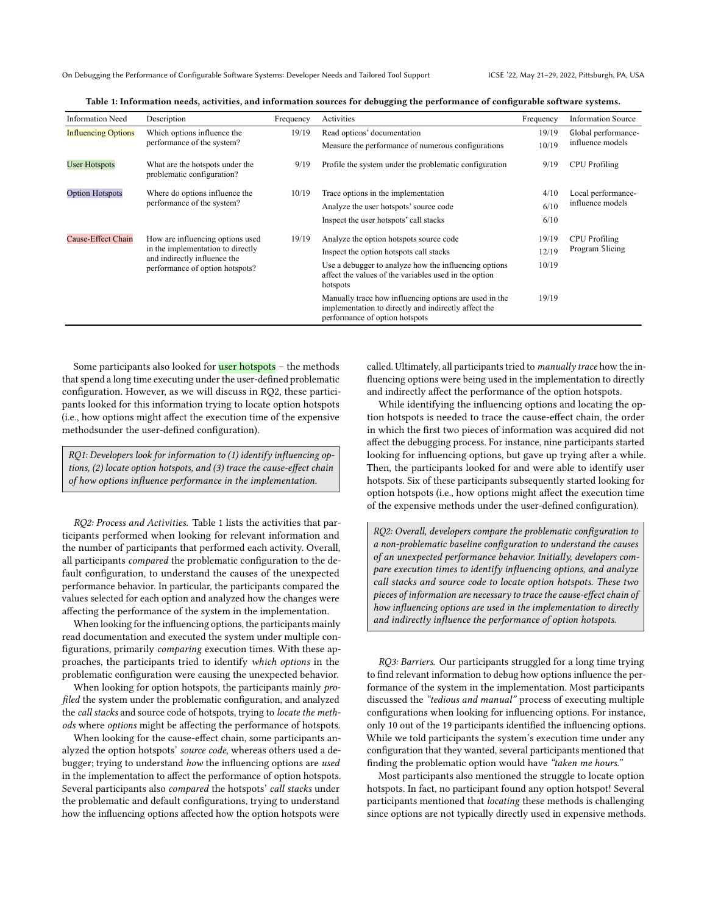**Table 1: Information needs, activities, and information sources for debugging the performance of configurable software systems.**

| Information Need | Description | Frequency | Activities | Frequency | Information Source |
|---|---|---|---|---|---|
| Influencing Options | Which options influence the performance of the system? | 19/19 | Read options' documentation | 19/19 | Global performance-influence models |
| | | | Measure the performance of numerous configurations | 10/19 | |
| User Hotspots | What are the hotspots under the problematic configuration? | 9/19 | Profile the system under the problematic configuration | 9/19 | CPU Profiling |
| Option Hotspots | Where do options influence the performance of the system? | 10/19 | Trace options in the implementation | 4/10 | Local performance-influence models |
| | | | Analyze the user hotspots' source code | 6/10 | |
| | | | Inspect the user hotspots' call stacks | 6/10 | |
| Cause-Effect Chain | How are influencing options used in the implementation to directly and indirectly influence the performance of option hotspots? | 19/19 | Analyze the option hotspots source code | 19/19 | CPU Profiling Program Slicing |
| | | | Inspect the option hotspots call stacks | 12/19 | |
| | | | Use a debugger to analyze how the influencing options affect the values of the variables used in the option hotspots | 10/19 | |
| | | | Manually trace how influencing options are used in the implementation to directly and indirectly affect the performance of option hotspots | 19/19 | |

Some participants also looked for user hotspots – the methods that spend a long time executing under the user-defined problematic configuration. However, as we will discuss in RQ2, these participants looked for this information trying to locate option hotspots (i.e., how options might affect the execution time of the expensive methodsunder the user-defined configuration).

*RQ1: Developers look for information to (1) identify influencing options, (2) locate option hotspots, and (3) trace the cause-effect chain of how options influence performance in the implementation.*

*RQ2: Process and Activities.* Table 1 lists the activities that participants performed when looking for relevant information and the number of participants that performed each activity. Overall, all participants *compared* the problematic configuration to the default configuration, to understand the causes of the unexpected performance behavior. In particular, the participants compared the values selected for each option and analyzed how the changes were affecting the performance of the system in the implementation.

When looking for the influencing options, the participants mainly read documentation and executed the system under multiple configurations, primarily *comparing* execution times. With these approaches, the participants tried to identify *which options* in the problematic configuration were causing the unexpected behavior.

When looking for option hotspots, the participants mainly *profiled* the system under the problematic configuration, and analyzed the *call stacks* and source code of hotspots, trying to *locate the methods* where *options* might be affecting the performance of hotspots.

When looking for the cause-effect chain, some participants analyzed the option hotspots' *source code*, whereas others used a debugger; trying to understand *how* the influencing options are *used* in the implementation to affect the performance of option hotspots. Several participants also *compared* the hotspots' *call stacks* under the problematic and default configurations, trying to understand how the influencing options affected how the option hotspots were called. Ultimately, all participants tried to *manually trace* how the influencing options were being used in the implementation to directly and indirectly affect the performance of the option hotspots.

While identifying the influencing options and locating the option hotspots is needed to trace the cause-effect chain, the order in which the first two pieces of information was acquired did not affect the debugging process. For instance, nine participants started looking for influencing options, but gave up trying after a while. Then, the participants looked for and were able to identify user hotspots. Six of these participants subsequently started looking for option hotspots (i.e., how options might affect the execution time of the expensive methods under the user-defined configuration).

*RQ2: Overall, developers compare the problematic configuration to a non-problematic baseline configuration to understand the causes of an unexpected performance behavior. Initially, developers compare execution times to identify influencing options, and analyze call stacks and source code to locate option hotspots. These two pieces of information are necessary to trace the cause-effect chain of how influencing options are used in the implementation to directly and indirectly influence the performance of option hotspots.*

*RQ3: Barriers.* Our participants struggled for a long time trying to find relevant information to debug how options influence the performance of the system in the implementation. Most participants discussed the *"tedious and manual"* process of executing multiple configurations when looking for influencing options. For instance, only 10 out of the 19 participants identified the influencing options. While we told participants the system's execution time under any configuration that they wanted, several participants mentioned that finding the problematic option would have *"taken me hours."*

Most participants also mentioned the struggle to locate option hotspots. In fact, no participant found any option hotspot! Several participants mentioned that *locating* these methods is challenging since options are not typically directly used in expensive methods.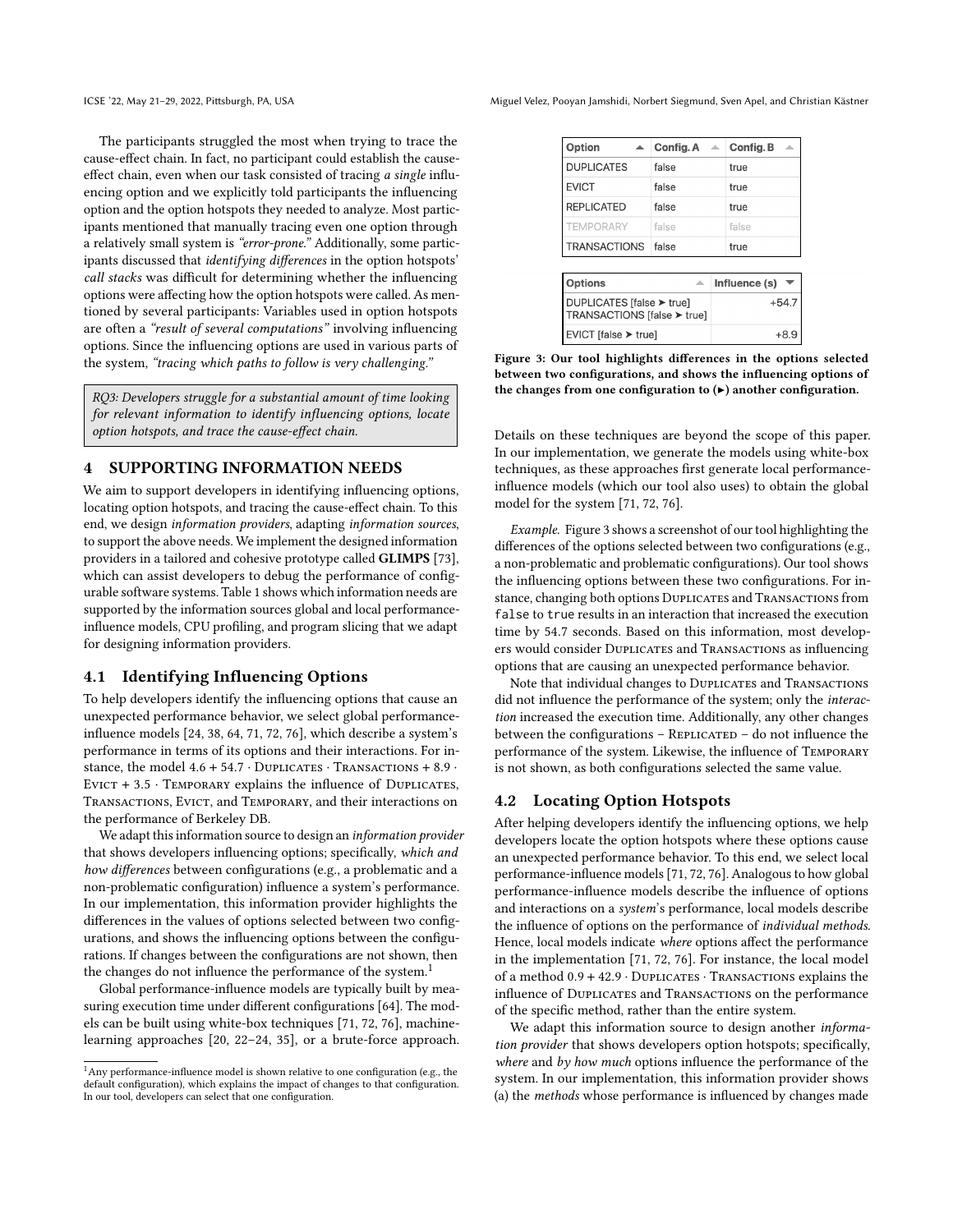The participants struggled the most when trying to trace the cause-effect chain. In fact, no participant could establish the cause-effect chain, even when our task consisted of tracing *a single* influencing option and we explicitly told participants the influencing option and the option hotspots they needed to analyze. Most participants mentioned that manually tracing even one option through a relatively small system is *"error-prone."* Additionally, some participants discussed that *identifying differences* in the option hotspots' *call stacks* was difficult for determining whether the influencing options were affecting how the option hotspots were called. As mentioned by several participants: Variables used in option hotspots are often a *"result of several computations"* involving influencing options. Since the influencing options are used in various parts of the system, *"tracing which paths to follow is very challenging."*

> *RQ3: Developers struggle for a substantial amount of time looking for relevant information to identify influencing options, locate option hotspots, and trace the cause-effect chain.*

## 4 SUPPORTING INFORMATION NEEDS

We aim to support developers in identifying influencing options, locating option hotspots, and tracing the cause-effect chain. To this end, we design *information providers*, adapting *information sources*, to support the above needs. We implement the designed information providers in a tailored and cohesive prototype called **GLIMPS** [73], which can assist developers to debug the performance of configurable software systems. Table 1 shows which information needs are supported by the information sources global and local performance-influence models, CPU profiling, and program slicing that we adapt for designing information providers.

### 4.1 Identifying Influencing Options

To help developers identify the influencing options that cause an unexpected performance behavior, we select global performance-influence models [24, 38, 64, 71, 72, 76], which describe a system's performance in terms of its options and their interactions. For instance, the model $4.6 + 54.7 \cdot$ Duplicates $\cdot$ Transactions $+ 8.9 \cdot$ Evict $+ 3.5 \cdot$ Temporary explains the influence of Duplicates, Transactions, Evict, and Temporary, and their interactions on the performance of Berkeley DB.

We adapt this information source to design an *information provider* that shows developers influencing options; specifically, *which and how differences* between configurations (e.g., a problematic and a non-problematic configuration) influence a system's performance. In our implementation, this information provider highlights the differences in the values of options selected between two configurations, and shows the influencing options between the configurations. If changes between the configurations are not shown, then the changes do not influence the performance of the system.[1]

Global performance-influence models are typically built by measuring execution time under different configurations [64]. The models can be built using white-box techniques [71, 72, 76], machine-learning approaches [20, 22–24, 35], or a brute-force approach. Details on these techniques are beyond the scope of this paper. In our implementation, we generate the models using white-box techniques, as these approaches first generate local performance-influence models (which our tool also uses) to obtain the global model for the system [71, 72, 76].

| Option | Config. A | Config. B |
|---|---|---|
| DUPLICATES | false | true |
| EVICT | false | true |
| REPLICATED | false | true |
| TEMPORARY | false | false |
| TRANSACTIONS | false | true |

| Options | Influence (s) |
|---|---|
| DUPLICATES [false ➤ true] TRANSACTIONS [false ➤ true] | +54.7 |
| EVICT [false ➤ true] | +8.9 |

**Figure 3: Our tool highlights differences in the options selected between two configurations, and shows the influencing options of the changes from one configuration to (▸) another configuration.**

*Example.* Figure 3 shows a screenshot of our tool highlighting the differences of the options selected between two configurations (e.g., a non-problematic and problematic configurations). Our tool shows the influencing options between these two configurations. For instance, changing both options Duplicates and Transactions from `false` to `true` results in an interaction that increased the execution time by 54.7 seconds. Based on this information, most developers would consider Duplicates and Transactions as influencing options that are causing an unexpected performance behavior.

Note that individual changes to Duplicates and Transactions did not influence the performance of the system; only the *interaction* increased the execution time. Additionally, any other changes between the configurations – Replicated – do not influence the performance of the system. Likewise, the influence of Temporary is not shown, as both configurations selected the same value.

### 4.2 Locating Option Hotspots

After helping developers identify the influencing options, we help developers locate the option hotspots where these options cause an unexpected performance behavior. To this end, we select local performance-influence models [71, 72, 76]. Analogous to how global performance-influence models describe the influence of options and interactions on a *system*'s performance, local models describe the influence of options on the performance of *individual methods*. Hence, local models indicate *where* options affect the performance in the implementation [71, 72, 76]. For instance, the local model of a method $0.9 + 42.9 \cdot$ Duplicates $\cdot$ Transactions explains the influence of Duplicates and Transactions on the performance of the specific method, rather than the entire system.

We adapt this information source to design another *information provider* that shows developers option hotspots; specifically, *where* and *by how much* options influence the performance of the system. In our implementation, this information provider shows (a) the *methods* whose performance is influenced by changes made

[1] Any performance-influence model is shown relative to one configuration (e.g., the default configuration), which explains the impact of changes to that configuration. In our tool, developers can select that one configuration.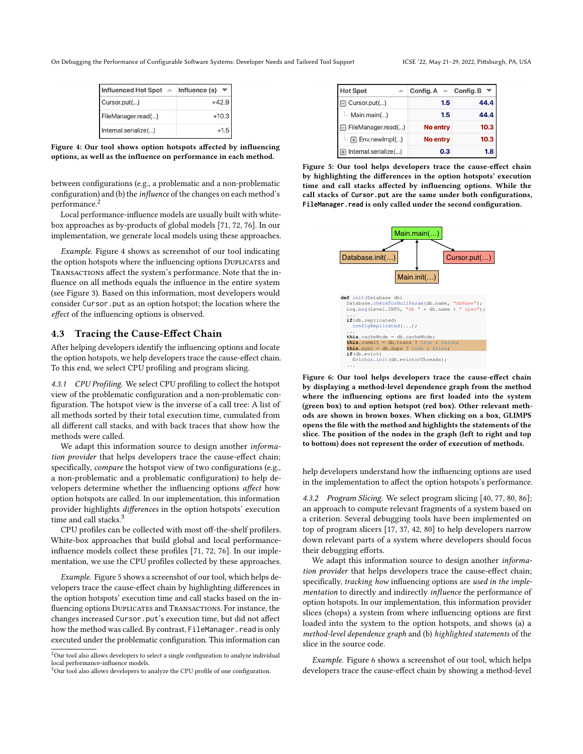| Influenced Hot Spot | Influence (s) |
|---|---|
| Cursor.put(...) | +42.9 |
| FileManager.read(...) | +10.3 |
| Internal.serialize(...) | +1.5 |

**Figure 4: Our tool shows option hotspots affected by influencing options, as well as the influence on performance in each method.**

between configurations (e.g., a problematic and a non-problematic configuration) and (b) the *influence* of the changes on each method's performance.[2]

Local performance-influence models are usually built with white-box approaches as by-products of global models [71, 72, 76]. In our implementation, we generate local models using these approaches.

*Example.* Figure 4 shows as screenshot of our tool indicating the option hotspots where the influencing options DUPLICATES and TRANSACTIONS affect the system's performance. Note that the influence on all methods equals the influence in the entire system (see Figure 3). Based on this information, most developers would consider `Cursor.put` as an option hotspot; the location where the *effect* of the influencing options is observed.

## 4.3 Tracing the Cause-Effect Chain

After helping developers identify the influencing options and locate the option hotspots, we help developers trace the cause-effect chain. To this end, we select CPU profiling and program slicing.

*4.3.1 CPU Profiling.* We select CPU profiling to collect the hotspot view of the problematic configuration and a non-problematic configuration. The hotspot view is the inverse of a call tree: A list of all methods sorted by their total execution time, cumulated from all different call stacks, and with back traces that show how the methods were called.

We adapt this information source to design another *information provider* that helps developers trace the cause-effect chain; specifically, *compare* the hotspot view of two configurations (e.g., a non-problematic and a problematic configuration) to help developers determine whether the influencing options *affect* how option hotspots are called. In our implementation, this information provider highlights *differences* in the option hotspots' execution time and call stacks.[3]

CPU profiles can be collected with most off-the-shelf profilers. White-box approaches that build global and local performance-influence models collect these profiles [71, 72, 76]. In our implementation, we use the CPU profiles collected by these approaches.

*Example.* Figure 5 shows a screenshot of our tool, which helps developers trace the cause-effect chain by highlighting differences in the option hotspots' execution time and call stacks based on the influencing options DUPLICATES and TRANSACTIONS. For instance, the changes increased `Cursor.put`'s execution time, but did not affect how the method was called. By contrast, `FileManager.read` is only executed under the problematic configuration. This information can help developers understand how the influencing options are used in the implementation to affect the option hotspots's performance.

| Hot Spot | Config. A | Config. B |
|---|---|---|
| ⊟ Cursor.put(...) | 1.5 | 44.4 |
| └ Main.main(...) | 1.5 | 44.4 |
| ⊟ FileManager.read(...) | No entry | 10.3 |
| └ ⊞ Env.newImpl(...) | No entry | 10.3 |
| ⊞ Internal.serialize(...) | 0.3 | 1.8 |

**Figure 5: Our tool helps developers trace the cause-effect chain by highlighting the differences in the option hotspots' execution time and call stacks affected by influencing options. While the call stacks of `Cursor.put` are the same under both configurations, `FileManager.read` is only called under the second configuration.**

Main.main(...) → Database.init(...), Main.init(...), Cursor.put(...)

```
def init(Database db)
  Database.checkForNullParam(db.name, "dbName");
  Log.msg(Level.INFO, "db " + db.name + " open");
  ...
  if(db.replicated)
    configReplicated(...);
  ...
  this.cacheMode = db.cacheMode;
  this.commit = db.trans ? true : false;
  this.sync = db.dups ? true : false;
  if(db.evict)
    Evictor.init(db.evictorThreads);
  ...
```

**Figure 6: Our tool helps developers trace the cause-effect chain by displaying a method-level dependence graph from the method where the influencing options are first loaded into the system (green box) to and option hotspot (red box). Other relevant methods are shown in brown boxes. When clicking on a box, GLIMPS opens the file with the method and highlights the statements of the slice. The position of the nodes in the graph (left to right and top to bottom) does not represent the order of execution of methods.**

*4.3.2 Program Slicing.* We select program slicing [40, 77, 80, 86]; an approach to compute relevant fragments of a system based on a criterion. Several debugging tools have been implemented on top of program slicers [17, 37, 42, 80] to help developers narrow down relevant parts of a system where developers should focus their debugging efforts.

We adapt this information source to design another *information provider* that helps developers trace the cause-effect chain; specifically, *tracking how* influencing options are *used in the implementation* to directly and indirectly *influence* the performance of option hotspots. In our implementation, this information provider slices (chops) a system from where influencing options are first loaded into the system to the option hotspots, and shows (a) a *method-level dependence graph* and (b) *highlighted statements* of the slice in the source code.

*Example.* Figure 6 shows a screenshot of our tool, which helps developers trace the cause-effect chain by showing a method-level

[2] Our tool also allows developers to select a single configuration to analyze individual local performance-influence models.

[3] Our tool also allows developers to analyze the CPU profile of one configuration.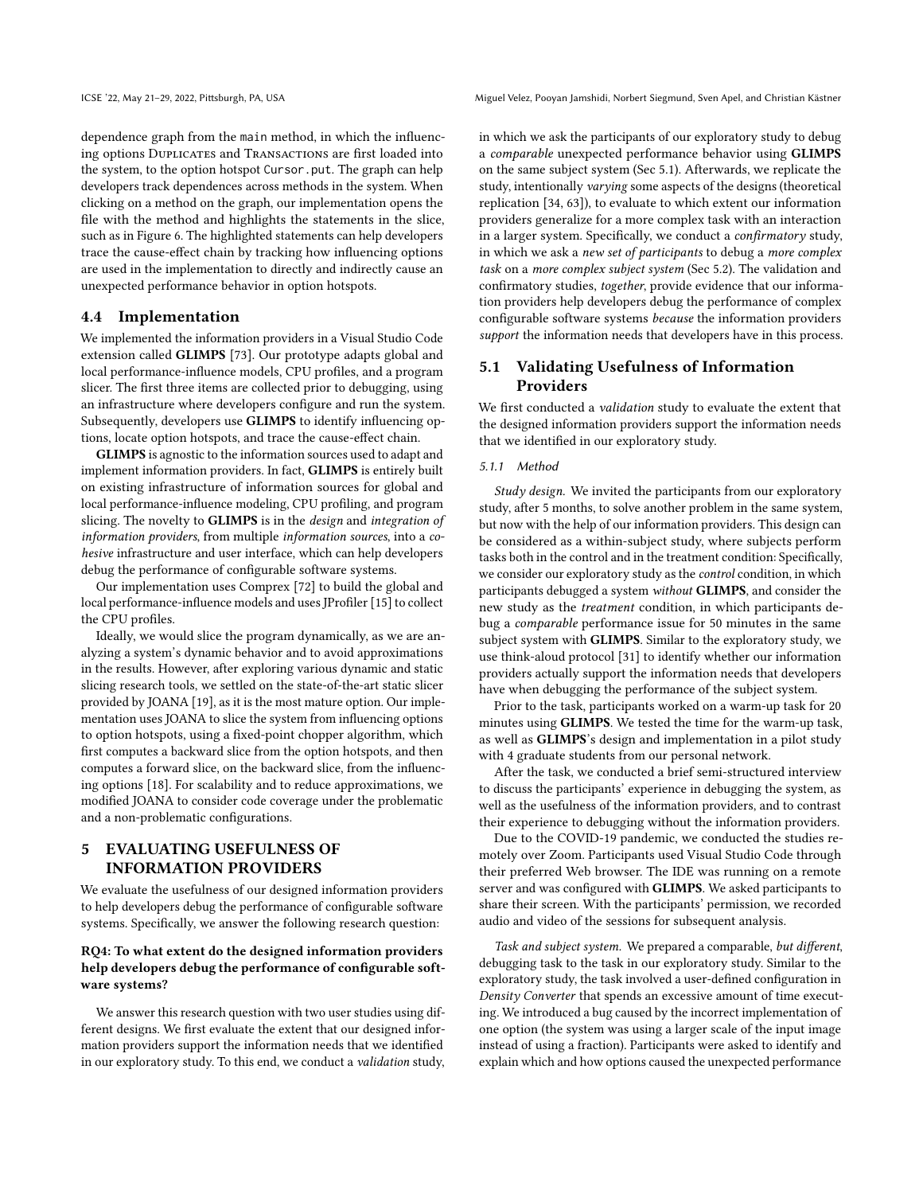dependence graph from the `main` method, in which the influencing options Duplicates and Transactions are first loaded into the system, to the option hotspot `Cursor.put`. The graph can help developers track dependences across methods in the system. When clicking on a method on the graph, our implementation opens the file with the method and highlights the statements in the slice, such as in Figure 6. The highlighted statements can help developers trace the cause-effect chain by tracking how influencing options are used in the implementation to directly and indirectly cause an unexpected performance behavior in option hotspots.

### 4.4 Implementation

We implemented the information providers in a Visual Studio Code extension called **GLIMPS** [73]. Our prototype adapts global and local performance-influence models, CPU profiles, and a program slicer. The first three items are collected prior to debugging, using an infrastructure where developers configure and run the system. Subsequently, developers use **GLIMPS** to identify influencing options, locate option hotspots, and trace the cause-effect chain.

**GLIMPS** is agnostic to the information sources used to adapt and implement information providers. In fact, **GLIMPS** is entirely built on existing infrastructure of information sources for global and local performance-influence modeling, CPU profiling, and program slicing. The novelty to **GLIMPS** is in the *design* and *integration of information providers*, from multiple *information sources*, into a *cohesive* infrastructure and user interface, which can help developers debug the performance of configurable software systems.

Our implementation uses Comprex [72] to build the global and local performance-influence models and uses JProfiler [15] to collect the CPU profiles.

Ideally, we would slice the program dynamically, as we are analyzing a system's dynamic behavior and to avoid approximations in the results. However, after exploring various dynamic and static slicing research tools, we settled on the state-of-the-art static slicer provided by JOANA [19], as it is the most mature option. Our implementation uses JOANA to slice the system from influencing options to option hotspots, using a fixed-point chopper algorithm, which first computes a backward slice from the option hotspots, and then computes a forward slice, on the backward slice, from the influencing options [18]. For scalability and to reduce approximations, we modified JOANA to consider code coverage under the problematic and a non-problematic configurations.

## 5 EVALUATING USEFULNESS OF INFORMATION PROVIDERS

We evaluate the usefulness of our designed information providers to help developers debug the performance of configurable software systems. Specifically, we answer the following research question:

**RQ4: To what extent do the designed information providers help developers debug the performance of configurable software systems?**

We answer this research question with two user studies using different designs. We first evaluate the extent that our designed information providers support the information needs that we identified in our exploratory study. To this end, we conduct a *validation* study, in which we ask the participants of our exploratory study to debug a *comparable* unexpected performance behavior using **GLIMPS** on the same subject system (Sec 5.1). Afterwards, we replicate the study, intentionally *varying* some aspects of the designs (theoretical replication [34, 63]), to evaluate to which extent our information providers generalize for a more complex task with an interaction in a larger system. Specifically, we conduct a *confirmatory* study, in which we ask a *new set of participants* to debug a *more complex task* on a *more complex subject system* (Sec 5.2). The validation and confirmatory studies, *together*, provide evidence that our information providers help developers debug the performance of complex configurable software systems *because* the information providers *support* the information needs that developers have in this process.

### 5.1 Validating Usefulness of Information Providers

We first conducted a *validation* study to evaluate the extent that the designed information providers support the information needs that we identified in our exploratory study.

#### 5.1.1 Method

*Study design.* We invited the participants from our exploratory study, after 5 months, to solve another problem in the same system, but now with the help of our information providers. This design can be considered as a within-subject study, where subjects perform tasks both in the control and in the treatment condition: Specifically, we consider our exploratory study as the *control* condition, in which participants debugged a system *without* **GLIMPS**, and consider the new study as the *treatment* condition, in which participants debug a *comparable* performance issue for 50 minutes in the same subject system with **GLIMPS**. Similar to the exploratory study, we use think-aloud protocol [31] to identify whether our information providers actually support the information needs that developers have when debugging the performance of the subject system.

Prior to the task, participants worked on a warm-up task for 20 minutes using **GLIMPS**. We tested the time for the warm-up task, as well as **GLIMPS**'s design and implementation in a pilot study with 4 graduate students from our personal network.

After the task, we conducted a brief semi-structured interview to discuss the participants' experience in debugging the system, as well as the usefulness of the information providers, and to contrast their experience to debugging without the information providers.

Due to the COVID-19 pandemic, we conducted the studies remotely over Zoom. Participants used Visual Studio Code through their preferred Web browser. The IDE was running on a remote server and was configured with **GLIMPS**. We asked participants to share their screen. With the participants' permission, we recorded audio and video of the sessions for subsequent analysis.

*Task and subject system.* We prepared a comparable, *but different*, debugging task to the task in our exploratory study. Similar to the exploratory study, the task involved a user-defined configuration in *Density Converter* that spends an excessive amount of time executing. We introduced a bug caused by the incorrect implementation of one option (the system was using a larger scale of the input image instead of using a fraction). Participants were asked to identify and explain which and how options caused the unexpected performance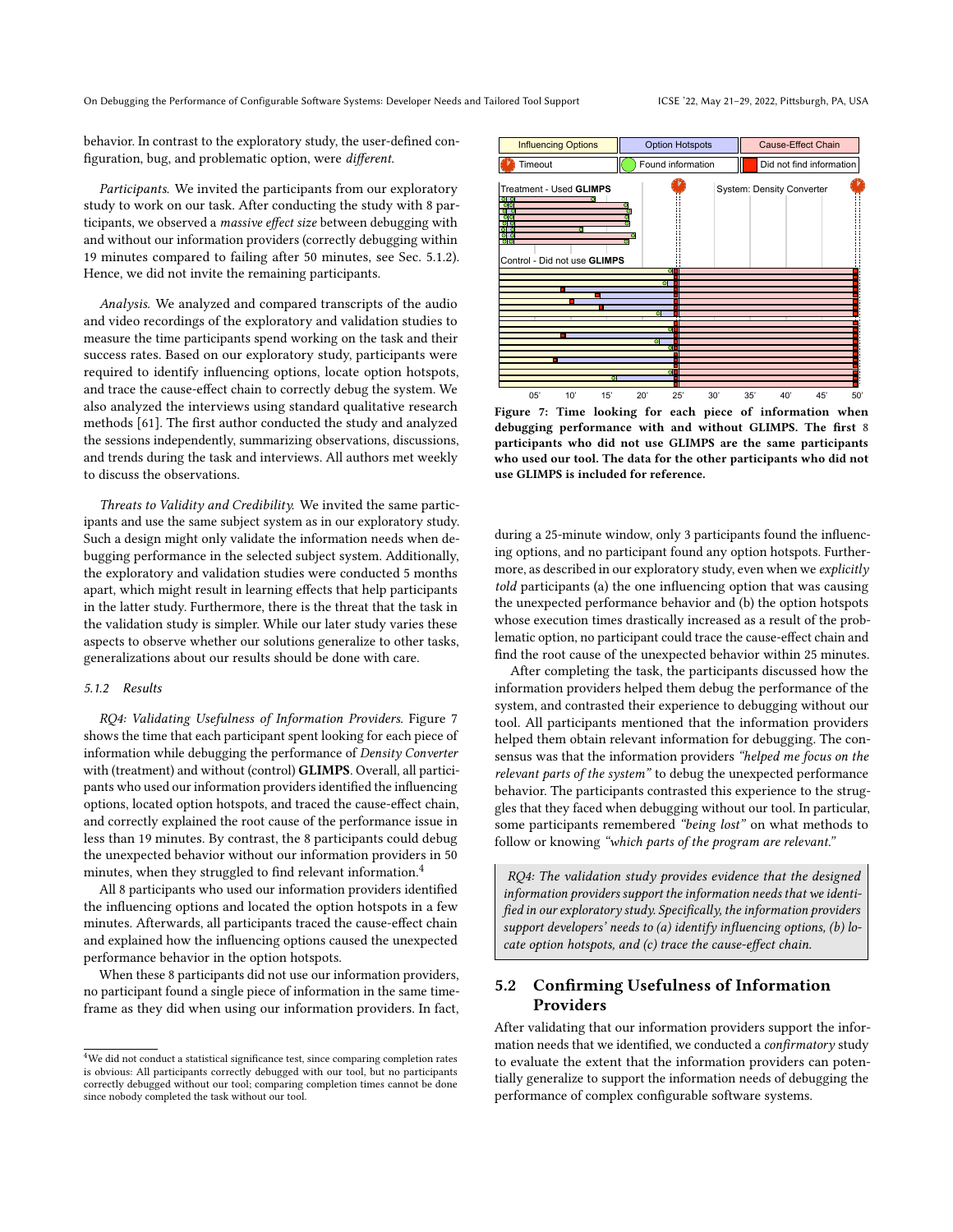behavior. In contrast to the exploratory study, the user-defined configuration, bug, and problematic option, were *different*.

*Participants.* We invited the participants from our exploratory study to work on our task. After conducting the study with 8 participants, we observed a *massive effect size* between debugging with and without our information providers (correctly debugging within 19 minutes compared to failing after 50 minutes, see Sec. 5.1.2). Hence, we did not invite the remaining participants.

*Analysis.* We analyzed and compared transcripts of the audio and video recordings of the exploratory and validation studies to measure the time participants spend working on the task and their success rates. Based on our exploratory study, participants were required to identify influencing options, locate option hotspots, and trace the cause-effect chain to correctly debug the system. We also analyzed the interviews using standard qualitative research methods [61]. The first author conducted the study and analyzed the sessions independently, summarizing observations, discussions, and trends during the task and interviews. All authors met weekly to discuss the observations.

*Threats to Validity and Credibility.* We invited the same participants and use the same subject system as in our exploratory study. Such a design might only validate the information needs when debugging performance in the selected subject system. Additionally, the exploratory and validation studies were conducted 5 months apart, which might result in learning effects that help participants in the latter study. Furthermore, there is the threat that the task in the validation study is simpler. While our later study varies these aspects to observe whether our solutions generalize to other tasks, generalizations about our results should be done with care.

#### 5.1.2 Results

*RQ4: Validating Usefulness of Information Providers.* Figure 7 shows the time that each participant spent looking for each piece of information while debugging the performance of *Density Converter* with (treatment) and without (control) **GLIMPS**. Overall, all participants who used our information providers identified the influencing options, located option hotspots, and traced the cause-effect chain, and correctly explained the root cause of the performance issue in less than 19 minutes. By contrast, the 8 participants could debug the unexpected behavior without our information providers in 50 minutes, when they struggled to find relevant information.[4]

All 8 participants who used our information providers identified the influencing options and located the option hotspots in a few minutes. Afterwards, all participants traced the cause-effect chain and explained how the influencing options caused the unexpected performance behavior in the option hotspots.

When these 8 participants did not use our information providers, no participant found a single piece of information in the same timeframe as they did when using our information providers. In fact, during a 25-minute window, only 3 participants found the influencing options, and no participant found any option hotspots. Furthermore, as described in our exploratory study, even when we *explicitly told* participants (a) the one influencing option that was causing the unexpected performance behavior and (b) the option hotspots whose execution times drastically increased as a result of the problematic option, no participant could trace the cause-effect chain and find the root cause of the unexpected behavior within 25 minutes.

Figure 7: Time looking for each piece of information when debugging performance with and without GLIMPS. The first 8 participants who did not use GLIMPS are the same participants who used our tool. The data for the other participants who did not use GLIMPS is included for reference.

After completing the task, the participants discussed how the information providers helped them debug the performance of the system, and contrasted their experience to debugging without our tool. All participants mentioned that the information providers helped them obtain relevant information for debugging. The consensus was that the information providers *"helped me focus on the relevant parts of the system"* to debug the unexpected performance behavior. The participants contrasted this experience to the struggles that they faced when debugging without our tool. In particular, some participants remembered *"being lost"* on what methods to follow or knowing *"which parts of the program are relevant."*

> *RQ4: The validation study provides evidence that the designed information providers support the information needs that we identified in our exploratory study. Specifically, the information providers support developers' needs to (a) identify influencing options, (b) locate option hotspots, and (c) trace the cause-effect chain.*

## 5.2 Confirming Usefulness of Information Providers

After validating that our information providers support the information needs that we identified, we conducted a *confirmatory* study to evaluate the extent that the information providers can potentially generalize to support the information needs of debugging the performance of complex configurable software systems.

[4] We did not conduct a statistical significance test, since comparing completion rates is obvious: All participants correctly debugged with our tool, but no participants correctly debugged without our tool; comparing completion times cannot be done since nobody completed the task without our tool.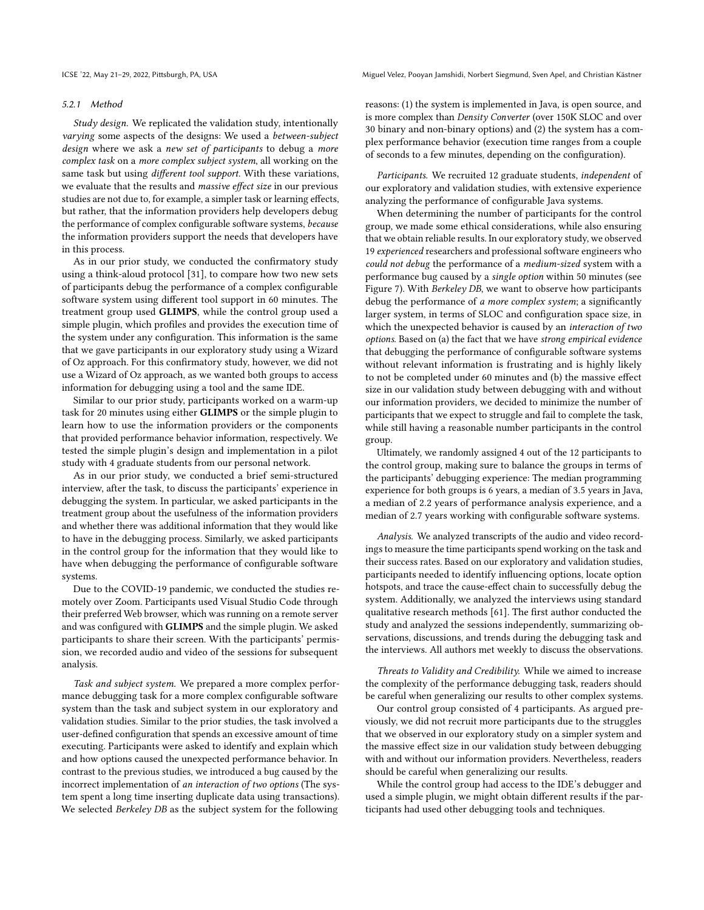#### 5.2.1 Method

*Study design.* We replicated the validation study, intentionally *varying* some aspects of the designs: We used a *between-subject design* where we ask a *new set of participants* to debug a *more complex task* on a *more complex subject system*, all working on the same task but using *different tool support*. With these variations, we evaluate that the results and *massive effect size* in our previous studies are not due to, for example, a simpler task or learning effects, but rather, that the information providers help developers debug the performance of complex configurable software systems, *because* the information providers support the needs that developers have in this process.

As in our prior study, we conducted the confirmatory study using a think-aloud protocol [31], to compare how two new sets of participants debug the performance of a complex configurable software system using different tool support in 60 minutes. The treatment group used **GLIMPS**, while the control group used a simple plugin, which profiles and provides the execution time of the system under any configuration. This information is the same that we gave participants in our exploratory study using a Wizard of Oz approach. For this confirmatory study, however, we did not use a Wizard of Oz approach, as we wanted both groups to access information for debugging using a tool and the same IDE.

Similar to our prior study, participants worked on a warm-up task for 20 minutes using either **GLIMPS** or the simple plugin to learn how to use the information providers or the components that provided performance behavior information, respectively. We tested the simple plugin's design and implementation in a pilot study with 4 graduate students from our personal network.

As in our prior study, we conducted a brief semi-structured interview, after the task, to discuss the participants' experience in debugging the system. In particular, we asked participants in the treatment group about the usefulness of the information providers and whether there was additional information that they would like to have in the debugging process. Similarly, we asked participants in the control group for the information that they would like to have when debugging the performance of configurable software systems.

Due to the COVID-19 pandemic, we conducted the studies remotely over Zoom. Participants used Visual Studio Code through their preferred Web browser, which was running on a remote server and was configured with **GLIMPS** and the simple plugin. We asked participants to share their screen. With the participants' permission, we recorded audio and video of the sessions for subsequent analysis.

*Task and subject system.* We prepared a more complex performance debugging task for a more complex configurable software system than the task and subject system in our exploratory and validation studies. Similar to the prior studies, the task involved a user-defined configuration that spends an excessive amount of time executing. Participants were asked to identify and explain which and how options caused the unexpected performance behavior. In contrast to the previous studies, we introduced a bug caused by the incorrect implementation of *an interaction of two options* (The system spent a long time inserting duplicate data using transactions). We selected *Berkeley DB* as the subject system for the following reasons: (1) the system is implemented in Java, is open source, and is more complex than *Density Converter* (over 150K SLOC and over 30 binary and non-binary options) and (2) the system has a complex performance behavior (execution time ranges from a couple of seconds to a few minutes, depending on the configuration).

*Participants.* We recruited 12 graduate students, *independent* of our exploratory and validation studies, with extensive experience analyzing the performance of configurable Java systems.

When determining the number of participants for the control group, we made some ethical considerations, while also ensuring that we obtain reliable results. In our exploratory study, we observed 19 *experienced* researchers and professional software engineers who *could not debug* the performance of a *medium-sized* system with a performance bug caused by a *single option* within 50 minutes (see Figure 7). With *Berkeley DB*, we want to observe how participants debug the performance of *a more complex system*; a significantly larger system, in terms of SLOC and configuration space size, in which the unexpected behavior is caused by an *interaction of two options*. Based on (a) the fact that we have *strong empirical evidence* that debugging the performance of configurable software systems without relevant information is frustrating and is highly likely to not be completed under 60 minutes and (b) the massive effect size in our validation study between debugging with and without our information providers, we decided to minimize the number of participants that we expect to struggle and fail to complete the task, while still having a reasonable number participants in the control group.

Ultimately, we randomly assigned 4 out of the 12 participants to the control group, making sure to balance the groups in terms of the participants' debugging experience: The median programming experience for both groups is 6 years, a median of 3.5 years in Java, a median of 2.2 years of performance analysis experience, and a median of 2.7 years working with configurable software systems.

*Analysis.* We analyzed transcripts of the audio and video recordings to measure the time participants spend working on the task and their success rates. Based on our exploratory and validation studies, participants needed to identify influencing options, locate option hotspots, and trace the cause-effect chain to successfully debug the system. Additionally, we analyzed the interviews using standard qualitative research methods [61]. The first author conducted the study and analyzed the sessions independently, summarizing observations, discussions, and trends during the debugging task and the interviews. All authors met weekly to discuss the observations.

*Threats to Validity and Credibility.* While we aimed to increase the complexity of the performance debugging task, readers should be careful when generalizing our results to other complex systems.

Our control group consisted of 4 participants. As argued previously, we did not recruit more participants due to the struggles that we observed in our exploratory study on a simpler system and the massive effect size in our validation study between debugging with and without our information providers. Nevertheless, readers should be careful when generalizing our results.

While the control group had access to the IDE's debugger and used a simple plugin, we might obtain different results if the participants had used other debugging tools and techniques.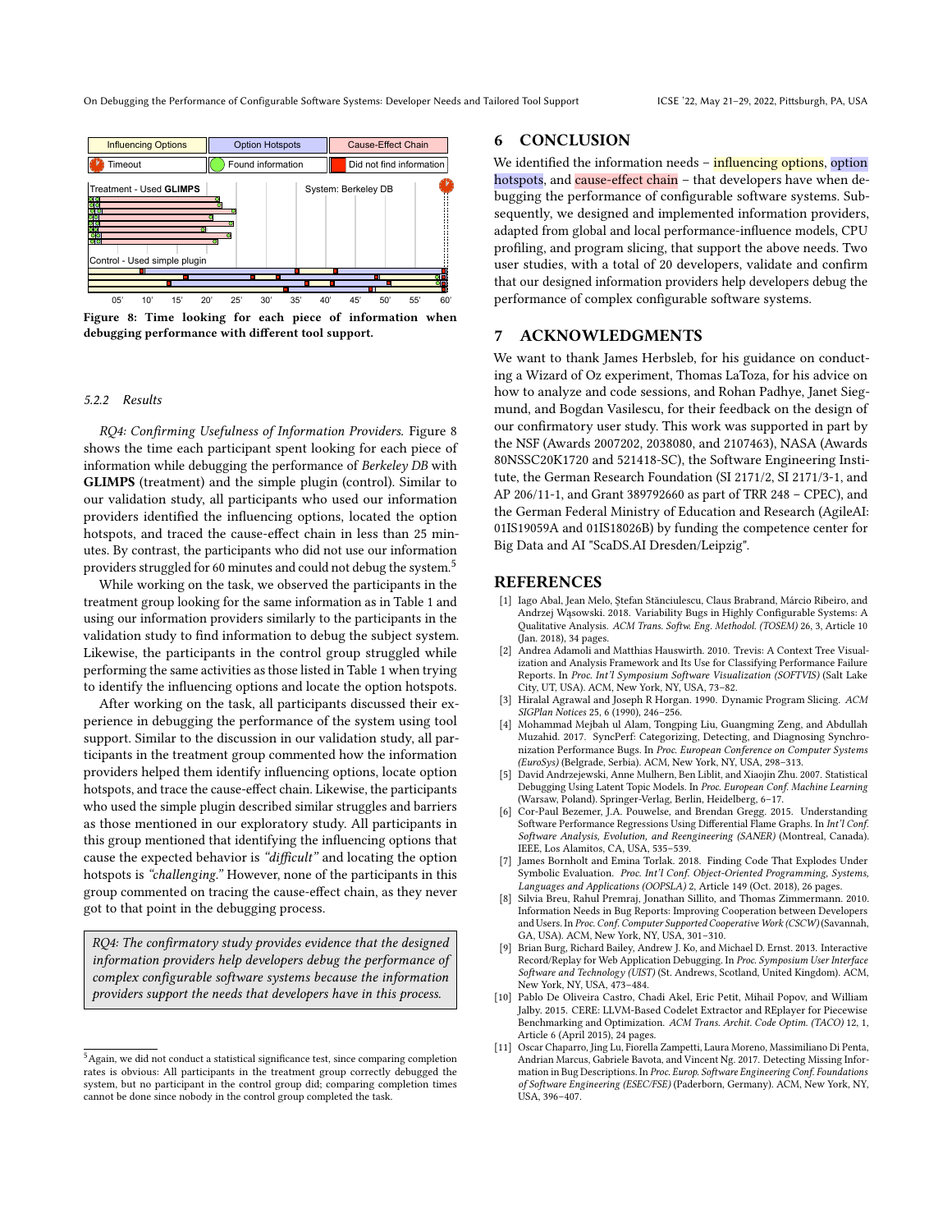Figure 8: Time looking for each piece of information when debugging performance with different tool support.

#### 5.2.2 Results

*RQ4: Confirming Usefulness of Information Providers.* Figure 8 shows the time each participant spent looking for each piece of information while debugging the performance of *Berkeley DB* with **GLIMPS** (treatment) and the simple plugin (control). Similar to our validation study, all participants who used our information providers identified the influencing options, located the option hotspots, and traced the cause-effect chain in less than 25 minutes. By contrast, the participants who did not use our information providers struggled for 60 minutes and could not debug the system.[5]

While working on the task, we observed the participants in the treatment group looking for the same information as in Table 1 and using our information providers similarly to the participants in the validation study to find information to debug the subject system. Likewise, the participants in the control group struggled while performing the same activities as those listed in Table 1 when trying to identify the influencing options and locate the option hotspots.

After working on the task, all participants discussed their experience in debugging the performance of the system using tool support. Similar to the discussion in our validation study, all participants in the treatment group commented how the information providers helped them identify influencing options, locate option hotspots, and trace the cause-effect chain. Likewise, the participants who used the simple plugin described similar struggles and barriers as those mentioned in our exploratory study. All participants in this group mentioned that identifying the influencing options that cause the expected behavior is *"difficult"* and locating the option hotspots is *"challenging."* However, none of the participants in this group commented on tracing the cause-effect chain, as they never got to that point in the debugging process.

> *RQ4: The confirmatory study provides evidence that the designed information providers help developers debug the performance of complex configurable software systems because the information providers support the needs that developers have in this process.*

[5] Again, we did not conduct a statistical significance test, since comparing completion rates is obvious: All participants in the treatment group correctly debugged the system, but no participant in the control group did; comparing completion times cannot be done since nobody in the control group completed the task.

## 6 CONCLUSION

We identified the information needs – influencing options, option hotspots, and cause-effect chain – that developers have when debugging the performance of configurable software systems. Subsequently, we designed and implemented information providers, adapted from global and local performance-influence models, CPU profiling, and program slicing, that support the above needs. Two user studies, with a total of 20 developers, validate and confirm that our designed information providers help developers debug the performance of complex configurable software systems.

## 7 ACKNOWLEDGMENTS

We want to thank James Herbsleb, for his guidance on conducting a Wizard of Oz experiment, Thomas LaToza, for his advice on how to analyze and code sessions, and Rohan Padhye, Janet Siegmund, and Bogdan Vasilescu, for their feedback on the design of our confirmatory user study. This work was supported in part by the NSF (Awards 2007202, 2038080, and 2107463), NASA (Awards 80NSSC20K1720 and 521418-SC), the Software Engineering Institute, the German Research Foundation (SI 2171/2, SI 2171/3-1, and AP 206/11-1, and Grant 389792660 as part of TRR 248 – CPEC), and the German Federal Ministry of Education and Research (AgileAI: 01IS19059A and 01IS18026B) by funding the competence center for Big Data and AI "ScaDS.AI Dresden/Leipzig".

## REFERENCES

[1] Iago Abal, Jean Melo, Ştefan Stănciulescu, Claus Brabrand, Márcio Ribeiro, and Andrzej Wąsowski. 2018. Variability Bugs in Highly Configurable Systems: A Qualitative Analysis. *ACM Trans. Softw. Eng. Methodol. (TOSEM)* 26, 3, Article 10 (Jan. 2018), 34 pages.

[2] Andrea Adamoli and Matthias Hauswirth. 2010. Trevis: A Context Tree Visualization and Analysis Framework and Its Use for Classifying Performance Failure Reports. In *Proc. Int'l Symposium Software Visualization (SOFTVIS)* (Salt Lake City, UT, USA). ACM, New York, NY, USA, 73–82.

[3] Hiralal Agrawal and Joseph R Horgan. 1990. Dynamic Program Slicing. *ACM SIGPlan Notices* 25, 6 (1990), 246–256.

[4] Mohammad Mejbah ul Alam, Tongping Liu, Guangming Zeng, and Abdullah Muzahid. 2017. SyncPerf: Categorizing, Detecting, and Diagnosing Synchronization Performance Bugs. In *Proc. European Conference on Computer Systems (EuroSys)* (Belgrade, Serbia). ACM, New York, NY, USA, 298–313.

[5] David Andrzejewski, Anne Mulhern, Ben Liblit, and Xiaojin Zhu. 2007. Statistical Debugging Using Latent Topic Models. In *Proc. European Conf. Machine Learning* (Warsaw, Poland). Springer-Verlag, Berlin, Heidelberg, 6–17.

[6] Cor-Paul Bezemer, J.A. Pouwelse, and Brendan Gregg. 2015. Understanding Software Performance Regressions Using Differential Flame Graphs. In *Int'l Conf. Software Analysis, Evolution, and Reengineering (SANER)* (Montreal, Canada). IEEE, Los Alamitos, CA, USA, 535–539.

[7] James Bornholt and Emina Torlak. 2018. Finding Code That Explodes Under Symbolic Evaluation. *Proc. Int'l Conf. Object-Oriented Programming, Systems, Languages and Applications (OOPSLA)* 2, Article 149 (Oct. 2018), 26 pages.

[8] Silvia Breu, Rahul Premraj, Jonathan Sillito, and Thomas Zimmermann. 2010. Information Needs in Bug Reports: Improving Cooperation between Developers and Users. In *Proc. Conf. Computer Supported Cooperative Work (CSCW)* (Savannah, GA, USA). ACM, New York, NY, USA, 301–310.

[9] Brian Burg, Richard Bailey, Andrew J. Ko, and Michael D. Ernst. 2013. Interactive Record/Replay for Web Application Debugging. In *Proc. Symposium User Interface Software and Technology (UIST)* (St. Andrews, Scotland, United Kingdom). ACM, New York, NY, USA, 473–484.

[10] Pablo De Oliveira Castro, Chadi Akel, Eric Petit, Mihail Popov, and William Jalby. 2015. CERE: LLVM-Based Codelet Extractor and REplayer for Piecewise Benchmarking and Optimization. *ACM Trans. Archit. Code Optim. (TACO)* 12, 1, Article 6 (April 2015), 24 pages.

[11] Oscar Chaparro, Jing Lu, Fiorella Zampetti, Laura Moreno, Massimiliano Di Penta, Andrian Marcus, Gabriele Bavota, and Vincent Ng. 2017. Detecting Missing Information in Bug Descriptions. In *Proc. Europ. Software Engineering Conf. Foundations of Software Engineering (ESEC/FSE)* (Paderborn, Germany). ACM, New York, NY, USA, 396–407.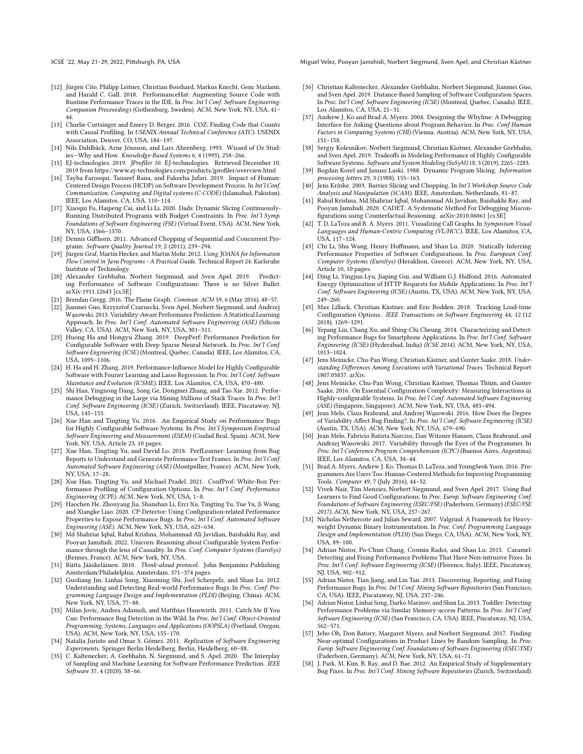[12] Jürgen Cito, Philipp Leitner, Christian Bosshard, Markus Knecht, Genc Mazlami, and Harald C. Gall. 2018. PerformanceHat: Augmenting Source Code with Runtime Performance Traces in the IDE. In *Proc. Int'l Conf. Software Engineering: Companion Proceeedings* (Gothenburg, Sweden). ACM, New York, NY, USA, 41–44.

[13] Charlie Curtsinger and Emery D. Berger. 2016. COZ: Finding Code that Counts with Causal Profiling. In *USENIX Annual Technical Conference (ATC)*. USENIX Association, Denver, CO, USA, 184–197.

[14] Nils Dahlbäck, Arne Jönsson, and Lars Ahrenberg. 1993. Wizard of Oz Studies—Why and How. *Knowledge-Based Systems* 6, 4 (1993), 258–266.

[15] EJ-technologies. 2019. *JProfiler 10*. EJ-technologies. Retrieved December 10, 2019 from https://www.ej-technologies.com/products/jprofiler/overview.html

[16] Tayba Farooqui, Tauseef Rana, and Fakeeha Jafari. 2019. Impact of Human-Centered Design Process (HCDP) on Software Development Process. In *Int'l Conf. Communication, Computing and Digital systems (C-CODE)* (Islamabad, Pakistan). IEEE, Los Alamitos, CA, USA, 110–114.

[17] Xiaoqin Fu, Haipeng Cai, and Li Li. 2020. Dads: Dynamic Slicing Continuously-Running Distributed Programs with Budget Constraints. In *Proc. Int'l Symp. Foundations of Software Engineering (FSE)* (Virtual Event, USA). ACM, New York, NY, USA, 1566–1570.

[18] Dennis Giffhorn. 2011. Advanced Chopping of Sequential and Concurrent Programs. *Software Quality Journal* 19, 2 (2011), 239–294.

[19] Jürgen Graf, Martin Hecker, and Martin Mohr. 2012. *Using JOANA for Information Flow Control in Java Programs - A Practical Guide*. Technical Report 24. Karlsruhe Institute of Technology.

[20] Alexander Grebhahn, Norbert Siegmund, and Sven Apel. 2019. Predicting Performance of Software Configurations: There is no Silver Bullet. arXiv:1911.12643 [cs.SE]

[21] Brendan Gregg. 2016. The Flame Graph. *Commun. ACM* 59, 6 (May 2016), 48–57.

[22] Jianmei Guo, Krzysztof Czarnecki, Sven Apel, Norbert Siegmund, and Andrzej Wąsowski. 2013. Variability-Aware Performance Prediction: A Statistical Learning Approach. In *Proc. Int'l Conf. Automated Software Engineering (ASE)* (Silicon Valley, CA, USA). ACM, New York, NY, USA, 301–311.

[23] Huong Ha and Hongyu Zhang. 2019. DeepPerf: Performance Prediction for Configurable Software with Deep Sparse Neural Network. In *Proc. Int'l Conf. Software Engineering (ICSE)* (Montreal, Quebec, Canada). IEEE, Los Alamitos, CA, USA, 1095–1106.

[24] H. Ha and H. Zhang. 2019. Performance-Influence Model for Highly Configurable Software with Fourier Learning and Lasso Regression. In *Proc. Int'l Conf. Software Maintance and Evolution (ICSME)*. IEEE, Los Alamitos, CA, USA, 470–480.

[25] Shi Han, Yingnong Dang, Song Ge, Dongmei Zhang, and Tao Xie. 2012. Performance Debugging in the Large via Mining Millions of Stack Traces. In *Proc. Int'l Conf. Software Engineering (ICSE)* (Zurich, Switzerland). IEEE, Piscataway, NJ, USA, 145–155.

[26] Xue Han and Tingting Yu. 2016. An Empirical Study on Performance Bugs for Highly Configurable Software Systems. In *Proc. Int'l Symposium Empirical Software Engineering and Measurement (ESEM)* (Ciudad Real, Spain). ACM, New York, NY, USA, Article 23, 10 pages.

[27] Xue Han, Tingting Yu, and David Lo. 2018. PerfLearner: Learning from Bug Reports to Understand and Generate Performance Test Frames. In *Proc. Int'l Conf. Automated Software Engineering (ASE)* (Montpellier, France). ACM, New York, NY, USA, 17–28.

[28] Xue Han, Tingting Yu, and Michael Pradel. 2021. ConfProf: White-Box Performance Profiling of Configuration Options. In *Proc. Int'l Conf. Performance Engineering (ICPE)*. ACM, New York, NY, USA, 1–8.

[29] Haochen He, Zhouyang Jia, Shanshan Li, Erci Xu, Tingting Yu, Yue Yu, Ji Wang, and Xiangke Liao. 2020. CP-Detector: Using Configuration-related Performance Properties to Expose Performance Bugs. In *Proc. Int'l Conf. Automated Software Engineering (ASE)*. ACM, New York, NY, USA, 623–634.

[30] Md Shahriar Iqbal, Rahul Krishna, Mohammad Ali Javidian, Baishakhi Ray, and Pooyan Jamshidi. 2022. Unicorn: Reasoning about Configurable System Performance through the lens of Causality. In *Proc. Conf. Computer Systems (EuroSys)* (Rennes, France). ACM, New York, NY, USA.

[31] Riitta Jääskeläinen. 2010. *Think-aloud protocol*. John Benjamins Publishing Amsterdam/Philadelphia, Amsterdam. 371–374 pages.

[32] Guoliang Jin, Linhai Song, Xiaoming Shi, Joel Scherpelz, and Shan Lu. 2012. Understanding and Detecting Real-world Performance Bugs. In *Proc. Conf. Programming Language Design and Implementation (PLDI)* (Beijing, China). ACM, New York, NY, USA, 77–88.

[33] Milan Jovic, Andrea Adamoli, and Matthias Hauswirth. 2011. Catch Me If You Can: Performance Bug Detection in the Wild. In *Proc. Int'l Conf. Object-Oriented Programming, Systems, Languages and Applications (OOPSLA)* (Portland, Oregon, USA). ACM, New York, NY, USA, 155–170.

[34] Natalia Juristo and Omar S. Gómez. 2011. *Replication of Software Engineering Experiments*. Springer Berlin Heidelberg, Berlin, Heidelberg, 60–88.

[35] C. Kaltenecker, A. Grebhahn, N. Siegmund, and S. Apel. 2020. The Interplay of Sampling and Machine Learning for Software Performance Prediction. *IEEE Software* 37, 4 (2020), 58–66.

[36] Christian Kaltenecker, Alexander Grebhahn, Norbert Siegmund, Jianmei Guo, and Sven Apel. 2019. Distance-Based Sampling of Software Configuration Spaces. In *Proc. Int'l Conf. Software Engineering (ICSE)* (Montreal, Quebec, Canada). IEEE, Los Alamitos, CA, USA, 21–31.

[37] Andrew J. Ko and Brad A. Myers. 2004. Designing the Whyline: A Debugging Interface for Asking Questions about Program Behavior. In *Proc. Conf Human Factors in Computing Systems (CHI)* (Vienna, Austria). ACM, New York, NY, USA, 151–158.

[38] Sergiy Kolesnikov, Norbert Siegmund, Christian Kästner, Alexander Grebhahn, and Sven Apel. 2019. Tradeoffs in Modeling Performance of Highly Configurable Software Systems. *Software and System Modeling (SoSyM)* 18, 3 (2019), 2265–2283.

[39] Bogdan Korel and Janusz Laski. 1988. Dynamic Program Slicing. *Information processing letters* 29, 3 (1988), 155–163.

[40] Jens Krinke. 2003. Barrier Slicing and Chopping. In *Int'l Workshop Source Code Analysis and Manipulation (SCAM)*. IEEE, Amsterdam, Netherlands, 81–87.

[41] Rahul Krishna, Md Shahriar Iqbal, Mohammad Ali Javidian, Baishakhi Ray, and Pooyan Jamshidi. 2020. CADET: A Systematic Method For Debugging Misconfigurations using Counterfactual Reasoning. arXiv:2010.06061 [cs.SE]

[42] T. D. LaToza and B. A. Myers. 2011. Visualizing Call Graphs. In *Symposium Visual Languages and Human-Centric Computing (VL/HCC)*. IEEE, Los Alamitos, CA, USA, 117–124.

[43] Chi Li, Shu Wang, Henry Hoffmann, and Shan Lu. 2020. Statically Inferring Performance Properties of Software Configurations. In *Proc. European Conf. Computer Systems (EuroSys)* (Heraklion, Greece). ACM, New York, NY, USA, Article 10, 10 pages.

[44] Ding Li, Yingjun Lyu, Jiaping Gui, and William G.J. Halfond. 2016. Automated Energy Optimization of HTTP Requests for Mobile Applications. In *Proc. Int'l Conf. Software Engineering (ICSE)* (Austin, TX, USA). ACM, New York, NY, USA, 249–260.

[45] Max Lillack, Christian Kästner, and Eric Bodden. 2018. Tracking Load-time Configuration Options. *IEEE Transactions on Software Engineering* 44, 12 (12 2018), 1269–1291.

[46] Yepang Liu, Chang Xu, and Shing-Chi Cheung. 2014. Characterizing and Detecting Performance Bugs for Smartphone Applications. In *Proc. Int'l Conf. Software Engineering (ICSE)* (Hyderabad, India) *(ICSE 2014)*. ACM, New York, NY, USA, 1013–1024.

[47] Jens Meinicke, Chu-Pan Wong, Christian Kästner, and Gunter Saake. 2018. *Understanding Differences Among Executions with Variational Traces*. Technical Report 1807.03837. arXiv.

[48] Jens Meinicke, Chu-Pan Wong, Christian Kästner, Thomas Thüm, and Gunter Saake. 2016. On Essential Configuration Complexity: Measuring Interactions in Highly-configurable Systems. In *Proc. Int'l Conf. Automated Software Engineering (ASE)* (Singapore, Singapore). ACM, New York, NY, USA, 483–494.

[49] Jean Melo, Claus Brabrand, and Andrzej Wąsowski. 2016. How Does the Degree of Variability Affect Bug Finding?. In *Proc. Int'l Conf. Software Engineering (ICSE)* (Austin, TX, USA). ACM, New York, NY, USA, 679–690.

[50] Jean Melo, Fabricio Batista Narcizo, Dan Witzner Hansen, Claus Brabrand, and Andrzej Wasowski. 2017. Variability through the Eyes of the Programmer. In *Proc. Int'l Conference Program Comprehension (ICPC)* (Buenos Aires, Argentina). IEEE, Los Alamitos, CA, USA, 34–44.

[51] Brad A. Myers, Andrew J. Ko, Thomas D. LaToza, and YoungSeok Yoon. 2016. Programmers Are Users Too: Human-Centered Methods for Improving Programming Tools. *Computer* 49, 7 (July 2016), 44–52.

[52] Vivek Nair, Tim Menzies, Norbert Siegmund, and Sven Apel. 2017. Using Bad Learners to Find Good Configurations. In *Proc. Europ. Software Engineering Conf. Foundations of Software Engineering (ESEC/FSE)* (Paderborn, Germany) *(ESEC/FSE 2017)*. ACM, New York, NY, USA, 257–267.

[53] Nicholas Nethercote and Julian Seward. 2007. Valgrind: A Framework for Heavyweight Dynamic Binary Instrumentation. In *Proc. Conf. Programming Language Design and Implementation (PLDI)* (San Diego, CA, USA). ACM, New York, NY, USA, 89–100.

[54] Adrian Nistor, Po-Chun Chang, Cosmin Radoi, and Shan Lu. 2015. Caramel: Detecting and Fixing Performance Problems That Have Non-intrusive Fixes. In *Proc. Int'l Conf. Software Engineering (ICSE)* (Florence, Italy). IEEE, Piscataway, NJ, USA, 902–912.

[55] Adrian Nistor, Tian Jiang, and Lin Tan. 2013. Discovering, Reporting, and Fixing Performance Bugs. In *Proc. Int'l Conf. Mining Software Repositories* (San Francisco, CA, USA). IEEE, Piscataway, NJ, USA, 237–246.

[56] Adrian Nistor, Linhai Song, Darko Marinov, and Shan Lu. 2013. Toddler: Detecting Performance Problems via Similar Memory-access Patterns. In *Proc. Int'l Conf. Software Engineering (ICSE)* (San Francisco, CA, USA). IEEE, Piscataway, NJ, USA, 562–571.

[57] Jeho Oh, Don Batory, Margaret Myers, and Norbert Siegmund. 2017. Finding Near-optimal Configurations in Product Lines by Random Sampling. In *Proc. Europ. Software Engineering Conf. Foundations of Software Engineering (ESEC/FSE)* (Paderborn, Germany). ACM, New York, NY, USA, 61–71.

[58] J. Park, M. Kim, B. Ray, and D. Bae. 2012. An Empirical Study of Supplementary Bug Fixes. In *Proc. Int'l Conf. Mining Software Repositories* (Zurich, Switzerland).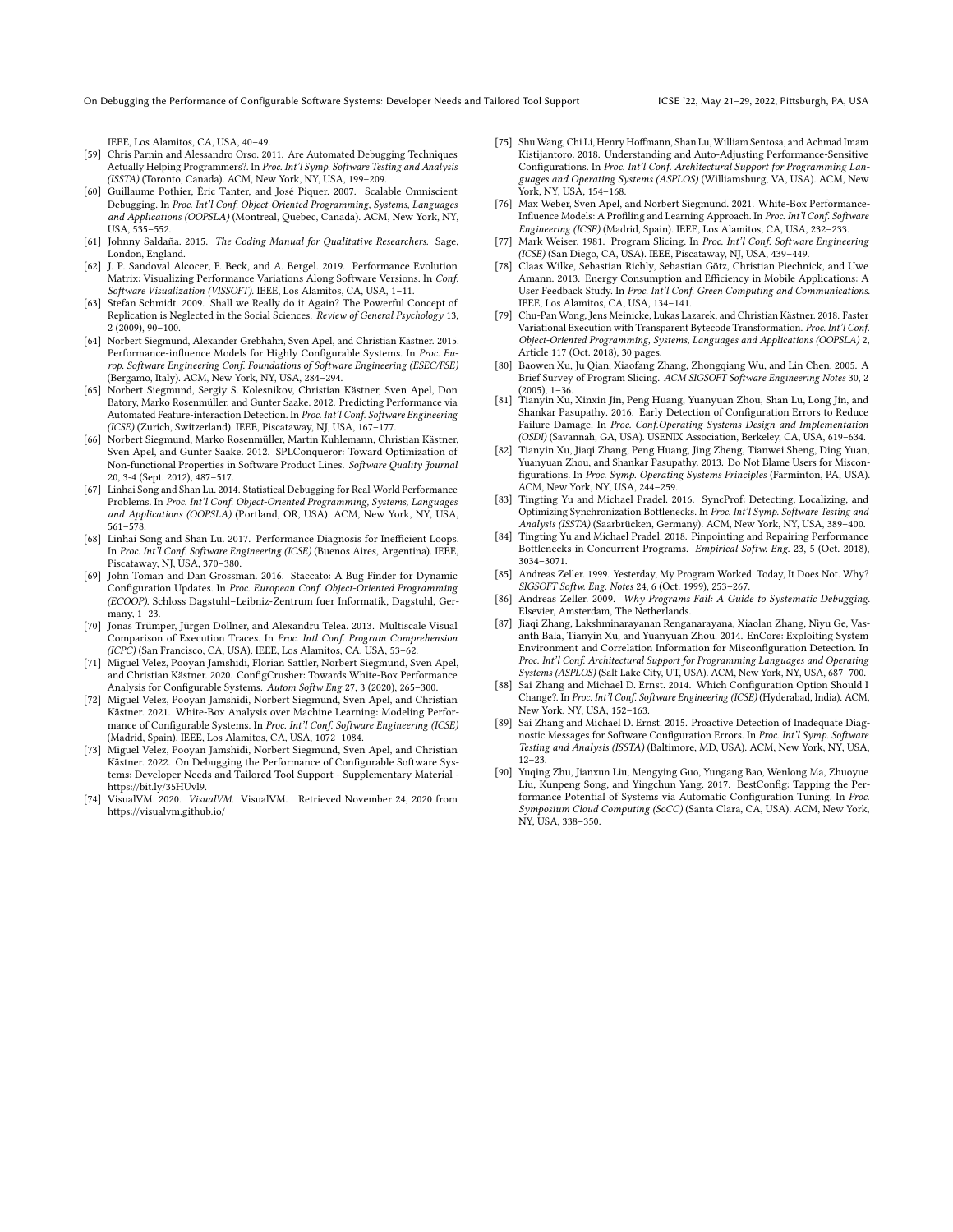IEEE, Los Alamitos, CA, USA, 40–49.

[59] Chris Parnin and Alessandro Orso. 2011. Are Automated Debugging Techniques Actually Helping Programmers?. In *Proc. Int'l Symp. Software Testing and Analysis (ISSTA)* (Toronto, Canada). ACM, New York, NY, USA, 199–209.

[60] Guillaume Pothier, Éric Tanter, and José Piquer. 2007. Scalable Omniscient Debugging. In *Proc. Int'l Conf. Object-Oriented Programming, Systems, Languages and Applications (OOPSLA)* (Montreal, Quebec, Canada). ACM, New York, NY, USA, 535–552.

[61] Johnny Saldaña. 2015. *The Coding Manual for Qualitative Researchers*. Sage, London, England.

[62] J. P. Sandoval Alcocer, F. Beck, and A. Bergel. 2019. Performance Evolution Matrix: Visualizing Performance Variations Along Software Versions. In *Conf. Software Visualization (VISSOFT)*. IEEE, Los Alamitos, CA, USA, 1–11.

[63] Stefan Schmidt. 2009. Shall we Really do it Again? The Powerful Concept of Replication is Neglected in the Social Sciences. *Review of General Psychology* 13, 2 (2009), 90–100.

[64] Norbert Siegmund, Alexander Grebhahn, Sven Apel, and Christian Kästner. 2015. Performance-influence Models for Highly Configurable Systems. In *Proc. Europ. Software Engineering Conf. Foundations of Software Engineering (ESEC/FSE)* (Bergamo, Italy). ACM, New York, NY, USA, 284–294.

[65] Norbert Siegmund, Sergiy S. Kolesnikov, Christian Kästner, Sven Apel, Don Batory, Marko Rosenmüller, and Gunter Saake. 2012. Predicting Performance via Automated Feature-interaction Detection. In *Proc. Int'l Conf. Software Engineering (ICSE)* (Zurich, Switzerland). IEEE, Piscataway, NJ, USA, 167–177.

[66] Norbert Siegmund, Marko Rosenmüller, Martin Kuhlemann, Christian Kästner, Sven Apel, and Gunter Saake. 2012. SPLConqueror: Toward Optimization of Non-functional Properties in Software Product Lines. *Software Quality Journal* 20, 3-4 (Sept. 2012), 487–517.

[67] Linhai Song and Shan Lu. 2014. Statistical Debugging for Real-World Performance Problems. In *Proc. Int'l Conf. Object-Oriented Programming, Systems, Languages and Applications (OOPSLA)* (Portland, OR, USA). ACM, New York, NY, USA, 561–578.

[68] Linhai Song and Shan Lu. 2017. Performance Diagnosis for Inefficient Loops. In *Proc. Int'l Conf. Software Engineering (ICSE)* (Buenos Aires, Argentina). IEEE, Piscataway, NJ, USA, 370–380.

[69] John Toman and Dan Grossman. 2016. Staccato: A Bug Finder for Dynamic Configuration Updates. In *Proc. European Conf. Object-Oriented Programming (ECOOP)*. Schloss Dagstuhl–Leibniz-Zentrum fuer Informatik, Dagstuhl, Germany, 1–23.

[70] Jonas Trümper, Jürgen Döllner, and Alexandru Telea. 2013. Multiscale Visual Comparison of Execution Traces. In *Proc. Intl Conf. Program Comprehension (ICPC)* (San Francisco, CA, USA). IEEE, Los Alamitos, CA, USA, 53–62.

[71] Miguel Velez, Pooyan Jamshidi, Florian Sattler, Norbert Siegmund, Sven Apel, and Christian Kästner. 2020. ConfigCrusher: Towards White-Box Performance Analysis for Configurable Systems. *Autom Softw Eng* 27, 3 (2020), 265–300.

[72] Miguel Velez, Pooyan Jamshidi, Norbert Siegmund, Sven Apel, and Christian Kästner. 2021. White-Box Analysis over Machine Learning: Modeling Performance of Configurable Systems. In *Proc. Int'l Conf. Software Engineering (ICSE)* (Madrid, Spain). IEEE, Los Alamitos, CA, USA, 1072–1084.

[73] Miguel Velez, Pooyan Jamshidi, Norbert Siegmund, Sven Apel, and Christian Kästner. 2022. On Debugging the Performance of Configurable Software Systems: Developer Needs and Tailored Tool Support - Supplementary Material - https://bit.ly/35HUvl9.

[74] VisualVM. 2020. *VisualVM*. VisualVM. Retrieved November 24, 2020 from https://visualvm.github.io/

[75] Shu Wang, Chi Li, Henry Hoffmann, Shan Lu, William Sentosa, and Achmad Imam Kistijantoro. 2018. Understanding and Auto-Adjusting Performance-Sensitive Configurations. In *Proc. Int'l Conf. Architectural Support for Programming Languages and Operating Systems (ASPLOS)* (Williamsburg, VA, USA). ACM, New York, NY, USA, 154–168.

[76] Max Weber, Sven Apel, and Norbert Siegmund. 2021. White-Box Performance-Influence Models: A Profiling and Learning Approach. In *Proc. Int'l Conf. Software Engineering (ICSE)* (Madrid, Spain). IEEE, Los Alamitos, CA, USA, 232–233.

[77] Mark Weiser. 1981. Program Slicing. In *Proc. Int'l Conf. Software Engineering (ICSE)* (San Diego, CA, USA). IEEE, Piscataway, NJ, USA, 439–449.

[78] Claas Wilke, Sebastian Richly, Sebastian Götz, Christian Piechnick, and Uwe Amann. 2013. Energy Consumption and Efficiency in Mobile Applications: A User Feedback Study. In *Proc. Int'l Conf. Green Computing and Communications*. IEEE, Los Alamitos, CA, USA, 134–141.

[79] Chu-Pan Wong, Jens Meinicke, Lukas Lazarek, and Christian Kästner. 2018. Faster Variational Execution with Transparent Bytecode Transformation. *Proc. Int'l Conf. Object-Oriented Programming, Systems, Languages and Applications (OOPSLA)* 2, Article 117 (Oct. 2018), 30 pages.

[80] Baowen Xu, Ju Qian, Xiaofang Zhang, Zhongqiang Wu, and Lin Chen. 2005. A Brief Survey of Program Slicing. *ACM SIGSOFT Software Engineering Notes* 30, 2 (2005), 1–36.

[81] Tianyin Xu, Xinxin Jin, Peng Huang, Yuanyuan Zhou, Shan Lu, Long Jin, and Shankar Pasupathy. 2016. Early Detection of Configuration Errors to Reduce Failure Damage. In *Proc. Conf.Operating Systems Design and Implementation (OSDI)* (Savannah, GA, USA). USENIX Association, Berkeley, CA, USA, 619–634.

[82] Tianyin Xu, Jiaqi Zhang, Peng Huang, Jing Zheng, Tianwei Sheng, Ding Yuan, Yuanyuan Zhou, and Shankar Pasupathy. 2013. Do Not Blame Users for Misconfigurations. In *Proc. Symp. Operating Systems Principles* (Farminton, PA, USA). ACM, New York, NY, USA, 244–259.

[83] Tingting Yu and Michael Pradel. 2016. SyncProf: Detecting, Localizing, and Optimizing Synchronization Bottlenecks. In *Proc. Int'l Symp. Software Testing and Analysis (ISSTA)* (Saarbrücken, Germany). ACM, New York, NY, USA, 389–400.

[84] Tingting Yu and Michael Pradel. 2018. Pinpointing and Repairing Performance Bottlenecks in Concurrent Programs. *Empirical Softw. Eng.* 23, 5 (Oct. 2018), 3034–3071.

[85] Andreas Zeller. 1999. Yesterday, My Program Worked. Today, It Does Not. Why? *SIGSOFT Softw. Eng. Notes* 24, 6 (Oct. 1999), 253–267.

[86] Andreas Zeller. 2009. *Why Programs Fail: A Guide to Systematic Debugging*. Elsevier, Amsterdam, The Netherlands.

[87] Jiaqi Zhang, Lakshminarayanan Renganarayana, Xiaolan Zhang, Niyu Ge, Vasanth Bala, Tianyin Xu, and Yuanyuan Zhou. 2014. EnCore: Exploiting System Environment and Correlation Information for Misconfiguration Detection. In *Proc. Int'l Conf. Architectural Support for Programming Languages and Operating Systems (ASPLOS)* (Salt Lake City, UT, USA). ACM, New York, NY, USA, 687–700.

[88] Sai Zhang and Michael D. Ernst. 2014. Which Configuration Option Should I Change?. In *Proc. Int'l Conf. Software Engineering (ICSE)* (Hyderabad, India). ACM, New York, NY, USA, 152–163.

[89] Sai Zhang and Michael D. Ernst. 2015. Proactive Detection of Inadequate Diagnostic Messages for Software Configuration Errors. In *Proc. Int'l Symp. Software Testing and Analysis (ISSTA)* (Baltimore, MD, USA). ACM, New York, NY, USA, 12–23.

[90] Yuqing Zhu, Jianxun Liu, Mengying Guo, Yungang Bao, Wenlong Ma, Zhuoyue Liu, Kunpeng Song, and Yingchun Yang. 2017. BestConfig: Tapping the Performance Potential of Systems via Automatic Configuration Tuning. In *Proc. Symposium Cloud Computing (SoCC)* (Santa Clara, CA, USA). ACM, New York, NY, USA, 338–350.